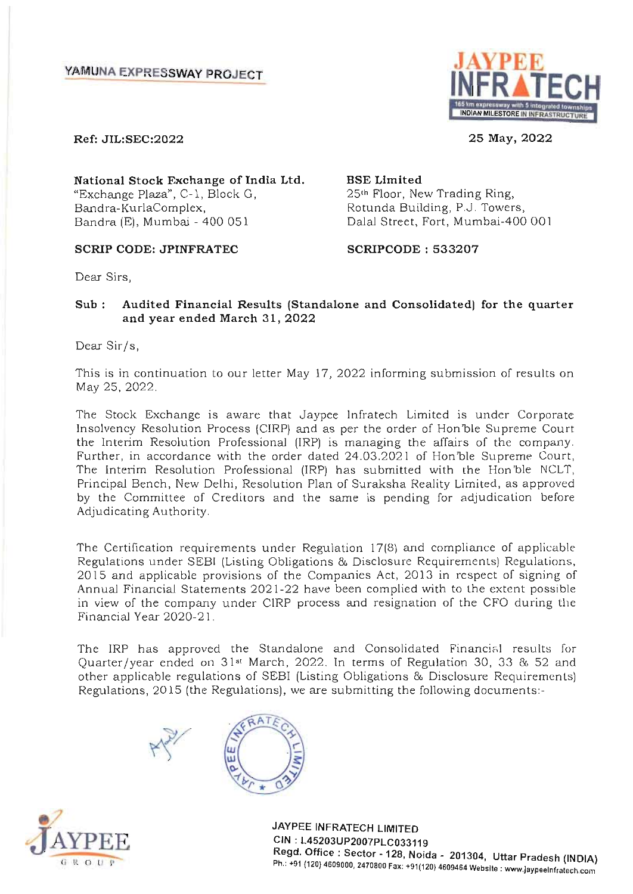YAMUNA EXPRESSWAY PROJECT

Ref: JIL:SEC:2022

25 May, 2022

**National Stock Exchange of India Ltd.**
"Exchange Plaza", C-1, Block G,
Bandra-KurlaComplex,
Bandra (E), Mumbai - 400 051

**SCRIP CODE: JPINFRATEC**

**BSE Limited**
25th Floor, New Trading Ring,
Rotunda Building, P.J. Towers,
Dalal Street, Fort, Mumbai-400 001

**SCRIPCODE : 533207**

Dear Sirs,

**Sub : Audited Financial Results (Standalone and Consolidated) for the quarter and year ended March 31, 2022**

Dear Sir/s,

This is in continuation to our letter May 17, 2022 informing submission of results on May 25, 2022.

The Stock Exchange is aware that Jaypee Infratech Limited is under Corporate Insolvency Resolution Process (CIRP) and as per the order of Hon'ble Supreme Court the Interim Resolution Professional (IRP) is managing the affairs of the company. Further, in accordance with the order dated 24.03.2021 of Hon'ble Supreme Court, The Interim Resolution Professional (IRP) has submitted with the Hon'ble NCLT, Principal Bench, New Delhi, Resolution Plan of Suraksha Reality Limited, as approved by the Committee of Creditors and the same is pending for adjudication before Adjudicating Authority.

The Certification requirements under Regulation 17(8) and compliance of applicable Regulations under SEBI (Listing Obligations & Disclosure Requirements) Regulations, 2015 and applicable provisions of the Companies Act, 2013 in respect of signing of Annual Financial Statements 2021-22 have been complied with to the extent possible in view of the company under CIRP process and resignation of the CFO during the Financial Year 2020-21.

The IRP has approved the Standalone and Consolidated Financial results for Quarter/year ended on 31st March, 2022. In terms of Regulation 30, 33 & 52 and other applicable regulations of SEBI (Listing Obligations & Disclosure Requirements) Regulations, 2015 (the Regulations), we are submitting the following documents:-

JAYPEE INFRATECH LIMITED
CIN : L45203UP2007PLC033119
Regd. Office : Sector - 128, Noida - 201304, Uttar Pradesh (INDIA)
Ph.: +91 (120) 4609000, 2470800 Fax: +91(120) 4609464 Website : www.jaypeeinfratech.com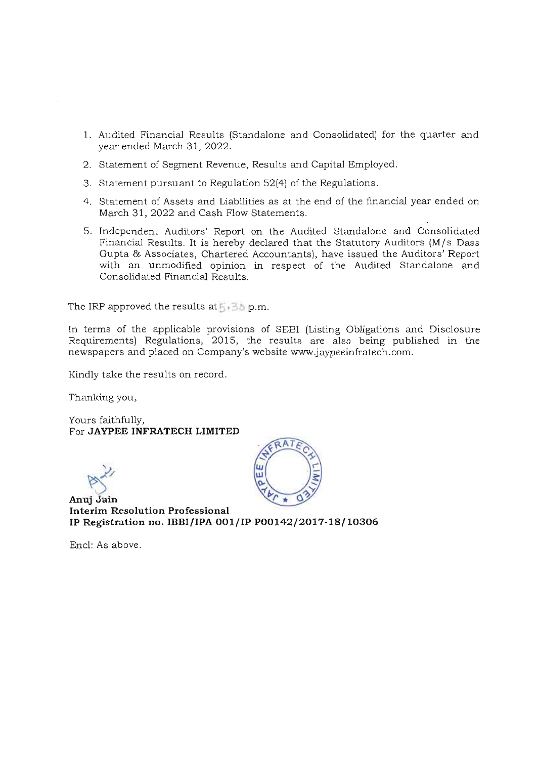1. Audited Financial Results (Standalone and Consolidated) for the quarter and year ended March 31, 2022.
2. Statement of Segment Revenue, Results and Capital Employed.
3. Statement pursuant to Regulation 52(4) of the Regulations.
4. Statement of Assets and Liabilities as at the end of the financial year ended on March 31, 2022 and Cash Flow Statements.
5. Independent Auditors' Report on the Audited Standalone and Consolidated Financial Results. It is hereby declared that the Statutory Auditors (M/s Dass Gupta & Associates, Chartered Accountants), have issued the Auditors' Report with an unmodified opinion in respect of the Audited Standalone and Consolidated Financial Results.

The IRP approved the results at 5.30 p.m.

In terms of the applicable provisions of SEBI (Listing Obligations and Disclosure Requirements) Regulations, 2015, the results are also being published in the newspapers and placed on Company's website www.jaypeeinfratech.com.

Kindly take the results on record.

Thanking you,

Yours faithfully,
For **JAYPEE INFRATECH LIMITED**

**Anuj Jain**
**Interim Resolution Professional**
**IP Registration no. IBBI/IPA-001/IP-P00142/2017-18/10306**

Encl: As above.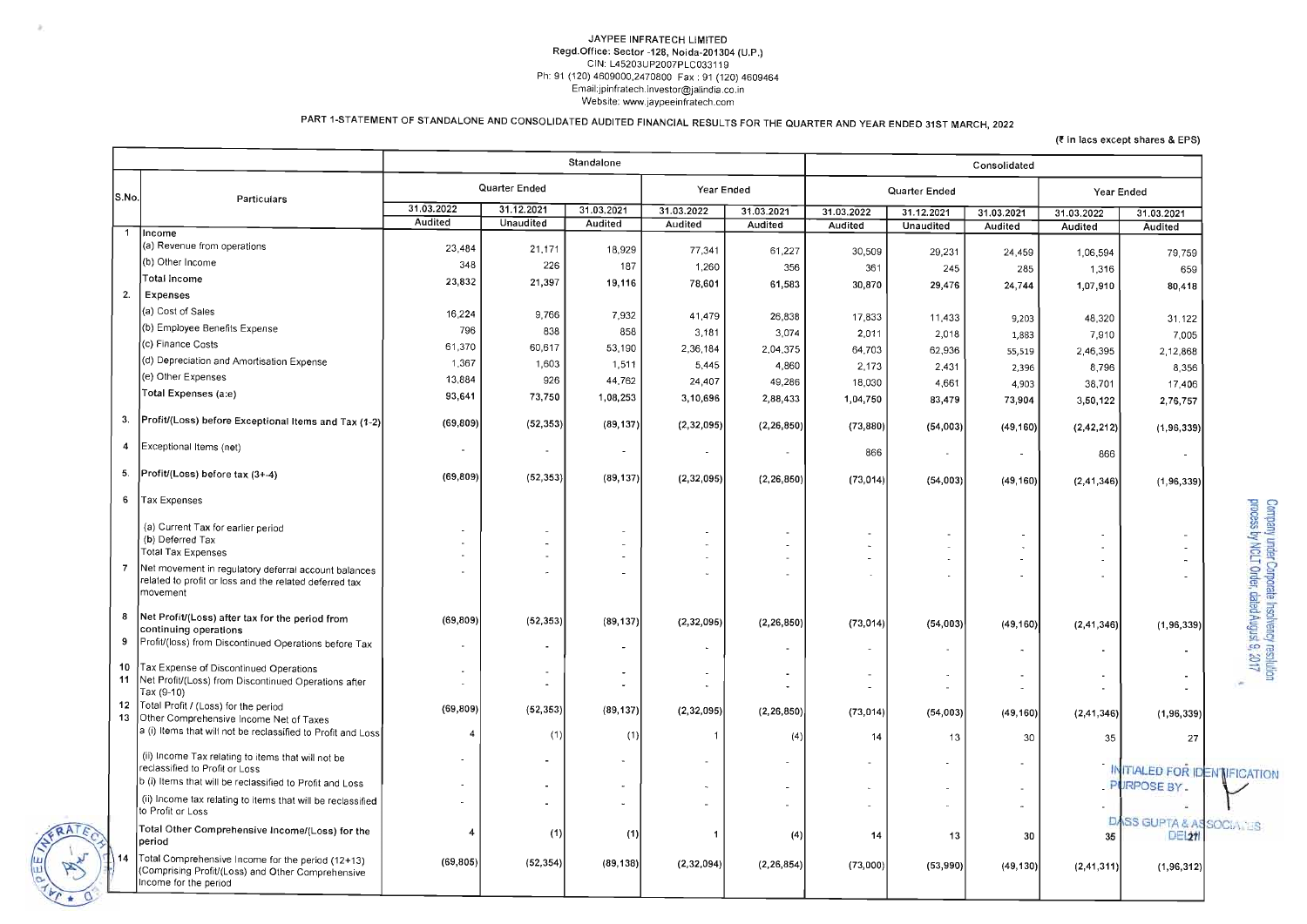JAYPEE INFRATECH LIMITED
Regd.Office: Sector -128, Noida-201304 (U.P.)
CIN: L45203UP2007PLC033119
Ph: 91 (120) 4609000,2470800 Fax : 91 (120) 4609464
Email:jpinfratech.investor@jalindia.co.in
Website: www.jaypeeinfratech.com

## PART 1-STATEMENT OF STANDALONE AND CONSOLIDATED AUDITED FINANCIAL RESULTS FOR THE QUARTER AND YEAR ENDED 31ST MARCH, 2022

(₹ in lacs except shares & EPS)

| S.No. | Particulars | Standalone | | | | | Consolidated | | | | |
|---|---|---|---|---|---|---|---|---|---|---|---|
| | | Quarter Ended | | | Year Ended | | Quarter Ended | | | Year Ended | |
| | | 31.03.2022 | 31.12.2021 | 31.03.2021 | 31.03.2022 | 31.03.2021 | 31.03.2022 | 31.12.2021 | 31.03.2021 | 31.03.2022 | 31.03.2021 |
| | | Audited | Unaudited | Audited | Audited | Audited | Audited | Unaudited | Audited | Audited | Audited |
| 1 | Income | | | | | | | | | | |
| | (a) Revenue from operations | 23,484 | 21,171 | 18,929 | 77,341 | 61,227 | 30,509 | 29,231 | 24,459 | 1,06,594 | 79,759 |
| | (b) Other Income | 348 | 226 | 187 | 1,260 | 356 | 361 | 245 | 285 | 1,316 | 659 |
| | Total Income | 23,832 | 21,397 | 19,116 | 78,601 | 61,583 | 30,870 | 29,476 | 24,744 | 1,07,910 | 80,418 |
| 2. | Expenses | | | | | | | | | | |
| | (a) Cost of Sales | 16,224 | 9,766 | 7,932 | 41,479 | 26,838 | 17,833 | 11,433 | 9,203 | 48,320 | 31,122 |
| | (b) Employee Benefits Expense | 796 | 838 | 858 | 3,181 | 3,074 | 2,011 | 2,018 | 1,883 | 7,910 | 7,005 |
| | (c) Finance Costs | 61,370 | 60,617 | 53,190 | 2,36,184 | 2,04,375 | 64,703 | 62,936 | 55,519 | 2,46,395 | 2,12,868 |
| | (d) Depreciation and Amortisation Expense | 1,367 | 1,603 | 1,511 | 5,445 | 4,860 | 2,173 | 2,431 | 2,396 | 8,796 | 8,356 |
| | (e) Other Expenses | 13,884 | 926 | 44,762 | 24,407 | 49,286 | 18,030 | 4,661 | 4,903 | 38,701 | 17,406 |
| | Total Expenses (a:e) | 93,641 | 73,750 | 1,08,253 | 3,10,696 | 2,88,433 | 1,04,750 | 83,479 | 73,904 | 3,50,122 | 2,76,757 |
| 3. | Profit/(Loss) before Exceptional Items and Tax (1-2) | (69,809) | (52,353) | (89,137) | (2,32,095) | (2,26,850) | (73,880) | (54,003) | (49,160) | (2,42,212) | (1,96,339) |
| 4 | Exceptional Items (net) | - | - | - | - | - | 866 | - | - | 866 | - |
| 5. | Profit/(Loss) before tax (3+-4) | (69,809) | (52,353) | (89,137) | (2,32,095) | (2,26,850) | (73,014) | (54,003) | (49,160) | (2,41,346) | (1,96,339) |
| 6 | Tax Expenses | | | | | | | | | | |
| | (a) Current Tax for earlier period | - | - | - | - | - | - | - | - | - | - |
| | (b) Deferred Tax | - | - | - | - | - | - | - | - | - | - |
| | Total Tax Expenses | - | - | - | - | - | - | - | - | - | - |
| 7 | Net movement in regulatory deferral account balances related to profit or loss and the related deferred tax movement | - | - | - | - | - | - | - | - | - | - |
| 8 | Net Profit/(Loss) after tax for the period from continuing operations | (69,809) | (52,353) | (89,137) | (2,32,095) | (2,26,850) | (73,014) | (54,003) | (49,160) | (2,41,346) | (1,96,339) |
| 9 | Profit/(loss) from Discontinued Operations before Tax | - | - | - | - | - | - | - | - | - | - |
| 10 | Tax Expense of Discontinued Operations | - | - | - | - | - | - | - | - | - | - |
| 11 | Net Profit/(Loss) from Discontinued Operations after Tax (9-10) | - | - | - | - | - | - | - | - | - | - |
| 12 | Total Profit / (Loss) for the period | (69,809) | (52,353) | (89,137) | (2,32,095) | (2,26,850) | (73,014) | (54,003) | (49,160) | (2,41,346) | (1,96,339) |
| 13 | Other Comprehensive Income Net of Taxes | | | | | | | | | | |
| | a (i) Items that will not be reclassified to Profit and Loss | 4 | (1) | (1) | 1 | (4) | 14 | 13 | 30 | 35 | 27 |
| | (ii) Income Tax relating to items that will not be reclassified to Profit or Loss | - | - | - | - | - | - | - | - | - | - |
| | b (i) Items that will be reclassified to Profit and Loss | - | - | - | - | - | - | - | - | - | - |
| | (ii) Income tax relating to items that will be reclassified to Profit or Loss | - | - | - | - | - | - | - | - | - | - |
| | Total Other Comprehensive Income/(Loss) for the period | 4 | (1) | (1) | 1 | (4) | 14 | 13 | 30 | 35 | 27 |
| 14 | Total Comprehensive Income for the period (12+13) (Comprising Profit/(Loss) and Other Comprehensive Income for the period | (69,805) | (52,354) | (89,138) | (2,32,094) | (2,26,854) | (73,000) | (53,990) | (49,130) | (2,41,311) | (1,96,312) |

Company under Corporate Insolvency resolution process by NCLT Order, dated August 9, 2017

INITIALED FOR IDENTIFICATION PURPOSE BY
DASS GUPTA & ASSOCIATES
DELHI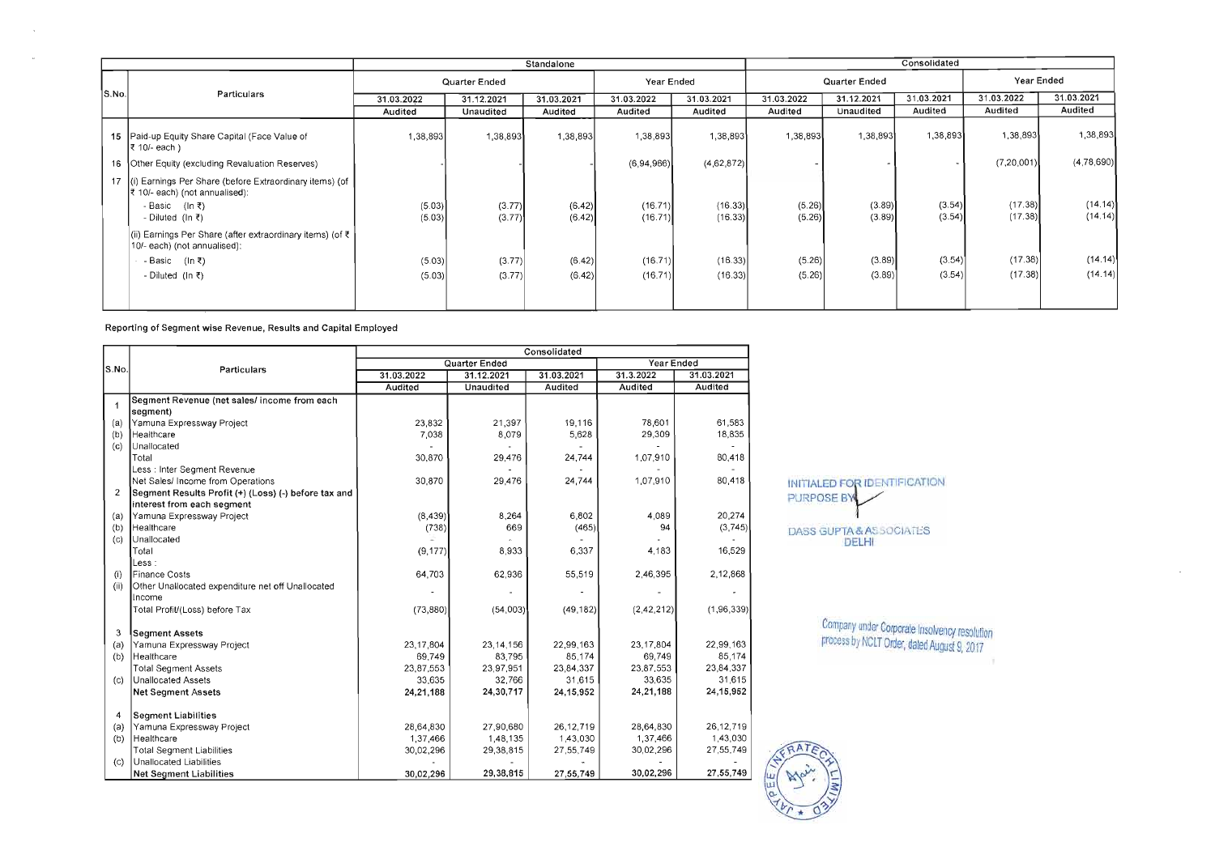| S.No. | Particulars | Standalone | | | | | Consolidated | | | | |
|---|---|---|---|---|---|---|---|---|---|---|---|
| | | Quarter Ended | | | Year Ended | | Quarter Ended | | | Year Ended | |
| | | 31.03.2022 | 31.12.2021 | 31.03.2021 | 31.03.2022 | 31.03.2021 | 31.03.2022 | 31.12.2021 | 31.03.2021 | 31.03.2022 | 31.03.2021 |
| | | Audited | Unaudited | Audited | Audited | Audited | Audited | Unaudited | Audited | Audited | Audited |
| 15 | Paid-up Equity Share Capital (Face Value of ₹ 10/- each ) | 1,38,893 | 1,38,893 | 1,38,893 | 1,38,893 | 1,38,893 | 1,38,893 | 1,38,893 | 1,38,893 | 1,38,893 | 1,38,893 |
| 16 | Other Equity (excluding Revaluation Reserves) | - | - | - | (6,94,966) | (4,62,872) | - | - | - | (7,20,001) | (4,78,690) |
| 17 | (i) Earnings Per Share (before Extraordinary items) (of ₹ 10/- each) (not annualised): | | | | | | | | | | |
| | - Basic (In ₹) | (5.03) | (3.77) | (6.42) | (16.71) | (16.33) | (5.26) | (3.89) | (3.54) | (17.38) | (14.14) |
| | - Diluted (In ₹) | (5.03) | (3.77) | (6.42) | (16.71) | (16.33) | (5.26) | (3.89) | (3.54) | (17.38) | (14.14) |
| | (ii) Earnings Per Share (after extraordinary items) (of ₹ 10/- each) (not annualised): | | | | | | | | | | |
| | - Basic (In ₹) | (5.03) | (3.77) | (6.42) | (16.71) | (16.33) | (5.26) | (3.89) | (3.54) | (17.38) | (14.14) |
| | - Diluted (In ₹) | (5.03) | (3.77) | (6.42) | (16.71) | (16.33) | (5.26) | (3.89) | (3.54) | (17.38) | (14.14) |

Reporting of Segment wise Revenue, Results and Capital Employed

| S.No. | Particulars | Consolidated | | | | |
|---|---|---|---|---|---|---|
| | | Quarter Ended | | | Year Ended | |
| | | 31.03.2022 | 31.12.2021 | 31.03.2021 | 31.3.2022 | 31.03.2021 |
| | | Audited | Unaudited | Audited | Audited | Audited |
| 1 | Segment Revenue (net sales/ income from each segment) | | | | | |
| (a) | Yamuna Expressway Project | 23,832 | 21,397 | 19,116 | 78,601 | 61,583 |
| (b) | Healthcare | 7,038 | 8,079 | 5,628 | 29,309 | 18,835 |
| (c) | Unallocated | - | - | - | - | - |
| | Total | 30,870 | 29,476 | 24,744 | 1,07,910 | 80,418 |
| | Less : Inter Segment Revenue | | - | - | - | - |
| | Net Sales/ Income from Operations | 30,870 | 29,476 | 24,744 | 1,07,910 | 80,418 |
| 2 | Segment Results Profit (+) (Loss) (-) before tax and interest from each segment | | | | | |
| (a) | Yamuna Expressway Project | (8,439) | 8,264 | 6,802 | 4,089 | 20,274 |
| (b) | Healthcare | (738) | 669 | (465) | 94 | (3,745) |
| (c) | Unallocated | - | - | - | - | - |
| | Total | (9,177) | 8,933 | 6,337 | 4,183 | 16,529 |
| | Less : | | | | | |
| (i) | Finance Costs | 64,703 | 62,936 | 55,519 | 2,46,395 | 2,12,868 |
| (ii) | Other Unallocated expenditure net off Unallocated Income | - | - | - | - | - |
| | Total Profit/(Loss) before Tax | (73,880) | (54,003) | (49,182) | (2,42,212) | (1,96,339) |
| 3 | Segment Assets | | | | | |
| (a) | Yamuna Expressway Project | 23,17,804 | 23,14,156 | 22,99,163 | 23,17,804 | 22,99,163 |
| (b) | Healthcare | 69,749 | 83,795 | 85,174 | 69,749 | 85,174 |
| | Total Segment Assets | 23,87,553 | 23,97,951 | 23,84,337 | 23,87,553 | 23,84,337 |
| (c) | Unallocated Assets | 33,635 | 32,766 | 31,615 | 33,635 | 31,615 |
| | Net Segment Assets | 24,21,188 | 24,30,717 | 24,15,952 | 24,21,188 | 24,15,952 |
| 4 | Segment Liabilities | | | | | |
| (a) | Yamuna Expressway Project | 28,64,830 | 27,90,680 | 26,12,719 | 28,64,830 | 26,12,719 |
| (b) | Healthcare | 1,37,466 | 1,48,135 | 1,43,030 | 1,37,466 | 1,43,030 |
| | Total Segment Liabilities | 30,02,296 | 29,38,815 | 27,55,749 | 30,02,296 | 27,55,749 |
| (c) | Unallocated Liabilities | - | - | - | - | - |
| | Net Segment Liabilities | 30,02,296 | 29,38,815 | 27,55,749 | 30,02,296 | 27,55,749 |

INITIALED FOR IDENTIFICATION PURPOSE BY
DASS GUPTA & ASSOCIATES
DELHI

Company under Corporate Insolvency resolution process by NCLT Order, dated August 9, 2017

JAYPEE INFRATECH LIMITED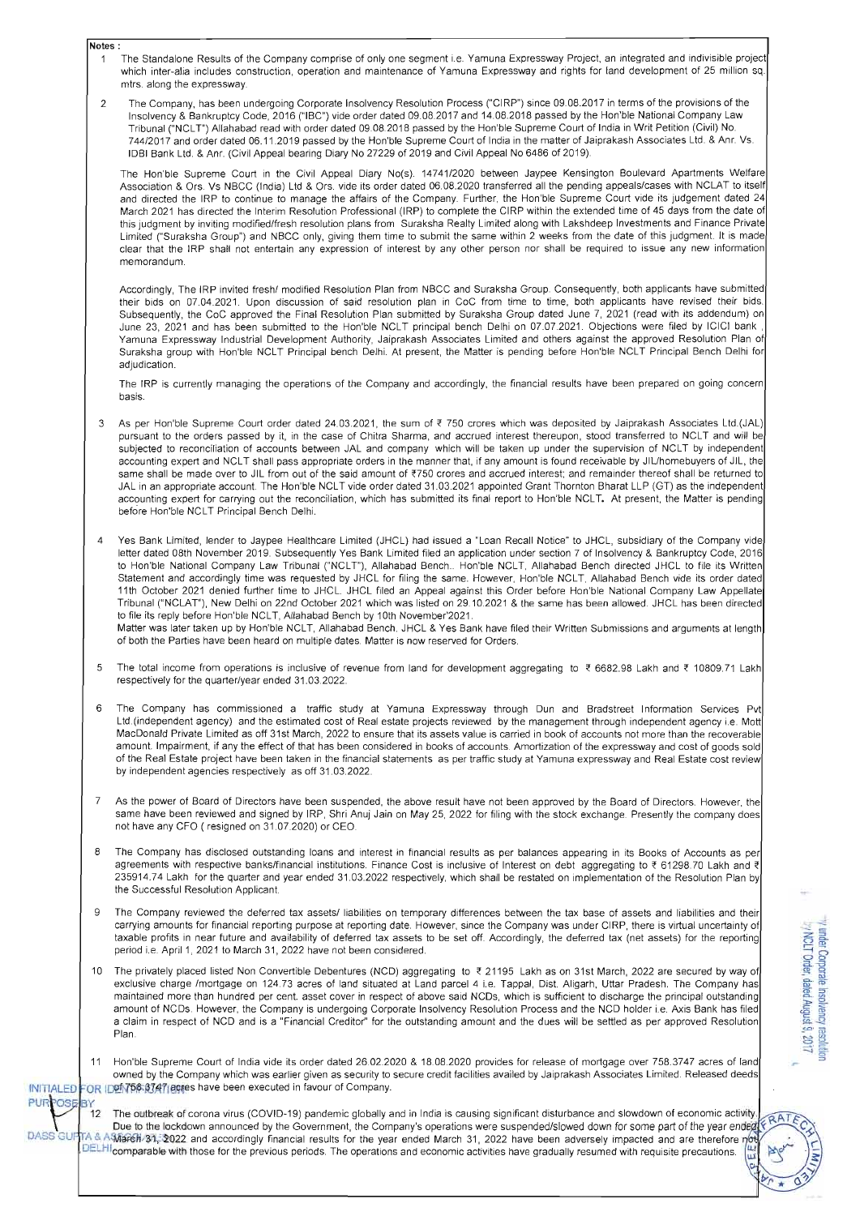**Notes :**

1. The Standalone Results of the Company comprise of only one segment i.e. Yamuna Expressway Project, an integrated and indivisible project which inter-alia includes construction, operation and maintenance of Yamuna Expressway and rights for land development of 25 million sq. mtrs. along the expressway.

2. The Company, has been undergoing Corporate Insolvency Resolution Process ("CIRP") since 09.08.2017 in terms of the provisions of the Insolvency & Bankruptcy Code, 2016 ("IBC") vide order dated 09.08.2017 and 14.08.2018 passed by the Hon'ble National Company Law Tribunal ("NCLT") Allahabad read with order dated 09.08.2018 passed by the Hon'ble Supreme Court of India in Writ Petition (Civil) No. 744/2017 and order dated 06.11.2019 passed by the Hon'ble Supreme Court of India in the matter of Jaiprakash Associates Ltd. & Anr. Vs. IDBI Bank Ltd. & Anr. (Civil Appeal bearing Diary No 27229 of 2019 and Civil Appeal No 6486 of 2019).

   The Hon'ble Supreme Court in the Civil Appeal Diary No(s). 14741/2020 between Jaypee Kensington Boulevard Apartments Welfare Association & Ors. Vs NBCC (India) Ltd & Ors. vide its order dated 06.08.2020 transferred all the pending appeals/cases with NCLAT to itself and directed the IRP to continue to manage the affairs of the Company. Further, the Hon'ble Supreme Court vide its judgement dated 24 March 2021 has directed the Interim Resolution Professional (IRP) to complete the CIRP within the extended time of 45 days from the date of this judgment by inviting modified/fresh resolution plans from Suraksha Realty Limited along with Lakshdeep Investments and Finance Private Limited ("Suraksha Group") and NBCC only, giving them time to submit the same within 2 weeks from the date of this judgment. It is made clear that the IRP shall not entertain any expression of interest by any other person nor shall be required to issue any new information memorandum.

   Accordingly, The IRP invited fresh/ modified Resolution Plan from NBCC and Suraksha Group. Consequently, both applicants have submitted their bids on 07.04.2021. Upon discussion of said resolution plan in CoC from time to time, both applicants have revised their bids. Subsequently, the CoC approved the Final Resolution Plan submitted by Suraksha Group dated June 7, 2021 (read with its addendum) on June 23, 2021 and has been submitted to the Hon'ble NCLT principal bench Delhi on 07.07.2021. Objections were filed by ICICI bank , Yamuna Expressway Industrial Development Authority, Jaiprakash Associates Limited and others against the approved Resolution Plan of Suraksha group with Hon'ble NCLT Principal bench Delhi. At present, the Matter is pending before Hon'ble NCLT Principal Bench Delhi for adjudication.

   The IRP is currently managing the operations of the Company and accordingly, the financial results have been prepared on going concern basis.

3. As per Hon'ble Supreme Court order dated 24.03.2021, the sum of ₹ 750 crores which was deposited by Jaiprakash Associates Ltd.(JAL) pursuant to the orders passed by it, in the case of Chitra Sharma, and accrued interest thereupon, stood transferred to NCLT and will be subjected to reconciliation of accounts between JAL and company which will be taken up under the supervision of NCLT by independent accounting expert and NCLT shall pass appropriate orders in the manner that, if any amount is found receivable by JIL/homebuyers of JIL, the same shall be made over to JIL from out of the said amount of ₹750 crores and accrued interest; and remainder thereof shall be returned to JAL in an appropriate account. The Hon'ble NCLT vide order dated 31.03.2021 appointed Grant Thornton Bharat LLP (GT) as the independent accounting expert for carrying out the reconciliation, which has submitted its final report to Hon'ble NCLT**.** At present, the Matter is pending before Hon'ble NCLT Principal Bench Delhi.

4. Yes Bank Limited, lender to Jaypee Healthcare Limited (JHCL) had issued a "Loan Recall Notice" to JHCL, subsidiary of the Company vide letter dated 08th November 2019. Subsequently Yes Bank Limited filed an application under section 7 of Insolvency & Bankruptcy Code, 2016 to Hon'ble National Company Law Tribunal ("NCLT"), Allahabad Bench.. Hon'ble NCLT, Allahabad Bench directed JHCL to file its Written Statement and accordingly time was requested by JHCL for filing the same. However, Hon'ble NCLT, Allahabad Bench vide its order dated 11th October 2021 denied further time to JHCL. JHCL filed an Appeal against this Order before Hon'ble National Company Law Appellate Tribunal ("NCLAT"), New Delhi on 22nd October 2021 which was listed on 29.10.2021 & the same has been allowed. JHCL has been directed to file its reply before Hon'ble NCLT, Allahabad Bench by 10th November'2021.
   Matter was later taken up by Hon'ble NCLT, Allahabad Bench. JHCL & Yes Bank have filed their Written Submissions and arguments at length of both the Parties have been heard on multiple dates. Matter is now reserved for Orders.

5. The total income from operations is inclusive of revenue from land for development aggregating to ₹ 6682.98 Lakh and ₹ 10809.71 Lakh respectively for the quarter/year ended 31.03.2022.

6. The Company has commissioned a traffic study at Yamuna Expressway through Dun and Bradstreet Information Services Pvt Ltd.(independent agency) and the estimated cost of Real estate projects reviewed by the management through independent agency i.e. Mott MacDonald Private Limited as off 31st March, 2022 to ensure that its assets value is carried in book of accounts not more than the recoverable amount. Impairment, if any the effect of that has been considered in books of accounts. Amortization of the expressway and cost of goods sold of the Real Estate project have been taken in the financial statements as per traffic study at Yamuna expressway and Real Estate cost review by independent agencies respectively as off 31.03.2022.

7. As the power of Board of Directors have been suspended, the above result have not been approved by the Board of Directors. However, the same have been reviewed and signed by IRP, Shri Anuj Jain on May 25, 2022 for filing with the stock exchange. Presently the company does not have any CFO ( resigned on 31.07.2020) or CEO.

8. The Company has disclosed outstanding loans and interest in financial results as per balances appearing in its Books of Accounts as per agreements with respective banks/financial institutions. Finance Cost is inclusive of Interest on debt aggregating to ₹ 61298.70 Lakh and ₹ 235914.74 Lakh for the quarter and year ended 31.03.2022 respectively, which shall be restated on implementation of the Resolution Plan by the Successful Resolution Applicant.

9. The Company reviewed the deferred tax assets/ liabilities on temporary differences between the tax base of assets and liabilities and their carrying amounts for financial reporting purpose at reporting date. However, since the Company was under CIRP, there is virtual uncertainty of taxable profits in near future and availability of deferred tax assets to be set off. Accordingly, the deferred tax (net assets) for the reporting period i.e. April 1, 2021 to March 31, 2022 have not been considered.

10. The privately placed listed Non Convertible Debentures (NCD) aggregating to ₹ 21195 Lakh as on 31st March, 2022 are secured by way of exclusive charge /mortgage on 124.73 acres of land situated at Land parcel 4 i.e. Tappal, Dist. Aligarh, Uttar Pradesh. The Company has maintained more than hundred per cent. asset cover in respect of above said NCDs, which is sufficient to discharge the principal outstanding amount of NCDs. However, the Company is undergoing Corporate Insolvency Resolution Process and the NCD holder i.e. Axis Bank has filed a claim in respect of NCD and is a "Financial Creditor" for the outstanding amount and the dues will be settled as per approved Resolution Plan.

11. Hon'ble Supreme Court of India vide its order dated 26.02.2020 & 18.08.2020 provides for release of mortgage over 758.3747 acres of land owned by the Company which was earlier given as security to secure credit facilities availed by Jaiprakash Associates Limited. Released deeds of 758.3747 acres have been executed in favour of Company.

12. The outbreak of corona virus (COVID-19) pandemic globally and in India is causing significant disturbance and slowdown of economic activity. Due to the lockdown announced by the Government, the Company's operations were suspended/slowed down for some part of the year ended March 31, 2022 and accordingly financial results for the year ended March 31, 2022 have been adversely impacted and are therefore not comparable with those for the previous periods. The operations and economic activities have gradually resumed with requisite precautions.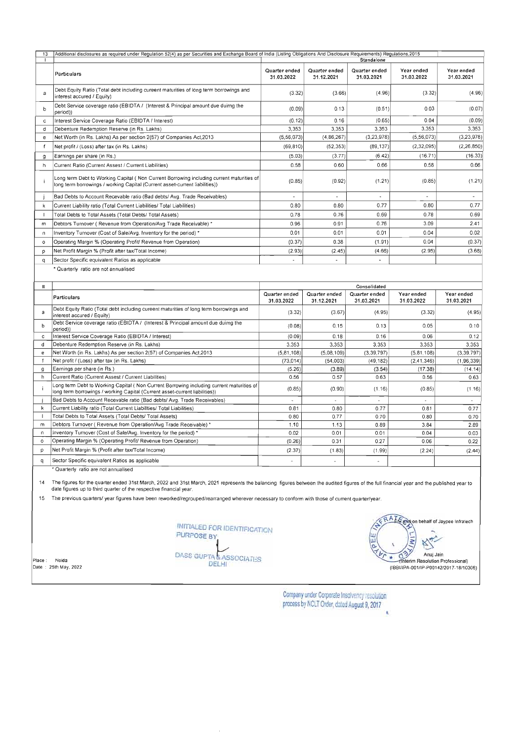| 13 | Additional disclosures as required under Regulation 52(4) as per Securities and Exchange Board of India (Listing Obligations And Disclosure Requirements) Regulations,2015 | | | | | |
|---|---|---|---|---|---|---|
| I | | Standalone | | | | |
| | Particulars | Quarter ended 31.03.2022 | Quarter ended 31.12.2021 | Quarter ended 31.03.2021 | Year ended 31.03.2022 | Year ended 31.03.2021 |
| a | Debt Equity Ratio (Total debt including cureent maturities of long term borrowings and interest accured / Equity) | (3.32) | (3.66) | (4.96) | (3.32) | (4.96) |
| b | Debt Service coverage ratio (EBIDTA / (Interest & Principal amount due duirng the period)) | (0.09) | 0.13 | (0.51) | 0.03 | (0.07) |
| c | Interest Service Coverage Ratio (EBIDTA / Interest) | (0.12) | 0.16 | (0.65) | 0.04 | (0.09) |
| d | Debenture Redemption Reserve (in Rs. Lakhs) | 3,353 | 3,353 | 3,353 | 3,353 | 3,353 |
| e | Net Worth (in Rs. Lakhs) As per section 2(57) of Companies Act,2013 | (5,56,073) | (4,86,267) | (3,23,978) | (5,56,073) | (3,23,978) |
| f | Net profit / (Loss) after tax (in Rs. Lakhs) | (69,810) | (52,353) | (89,137) | (2,32,095) | (2,26,850) |
| g | Earnings per share (in Rs.) | (5.03) | (3.77) | (6.42) | (16.71) | (16.33) |
| h | Current Ratio (Current Assest / Current Liabilities) | 0.58 | 0.60 | 0.66 | 0.58 | 0.66 |
| i | Long term Debt to Working Capital ( Non Current Borrowing including current maturities of long term borrowings / working Capital (Current asset-current liabilities)) | (0.85) | (0.92) | (1.21) | (0.85) | (1.21) |
| j | Bad Debts to Account Recevable ratio (Bad debts/ Avg. Trade Receivables) | - | - | - | - | - |
| k | Current Liability ratio (Total Current Liabilities/ Total Liabilities) | 0.80 | 0.80 | 0.77 | 0.80 | 0.77 |
| l | Total Debts to Total Assets (Total Debts/ Total Assets) | 0.78 | 0.76 | 0.69 | 0.78 | 0.69 |
| m | Debtors Turnover ( Revenue from Operation/Avg Trade Receivable) * | 0.96 | 0.91 | 0.76 | 3.09 | 2.41 |
| n | Inventory Turnover (Cost of Sale/Avg. Inventory for the period) * | 0.01 | 0.01 | 0.01 | 0.04 | 0.02 |
| o | Operating Margin % (Operating Profit/ Revenue from Operation) | (0.37) | 0.38 | (1.91) | 0.04 | (0.37) |
| p | Net Profit Margin % (Profit after tax/Total Income) | (2.93) | (2.45) | (4.66) | (2.95) | (3.68) |
| q | Sector Specific equivalent Ratios as applicable | - | - | - | | |

\* Quarterly ratio are not annualised

| II | | Consolidated | | | | |
|---|---|---|---|---|---|---|
| | Particulars | Quarter ended 31.03.2022 | Quarter ended 31.12.2021 | Quarter ended 31.03.2021 | Year ended 31.03.2022 | Year ended 31.03.2021 |
| a | Debt Equity Ratio (Total debt including cureent maturities of long term borrowings and interest accured / Equity) | (3.32) | (3.67) | (4.95) | (3.32) | (4.95) |
| b | Debt Service coverage ratio (EBIDTA / (Interest & Principal amount due duirng the period)) | (0.08) | 0.15 | 0.13 | 0.05 | 0.10 |
| c | Interest Service Coverage Ratio (EBIDTA / Interest) | (0.09) | 0.18 | 0.16 | 0.06 | 0.12 |
| d | Debenture Redemption Reserve (in Rs. Lakhs) | 3,353 | 3,353 | 3,353 | 3,353 | 3,353 |
| e | Net Worth (in Rs. Lakhs) As per section 2(57) of Companies Act,2013 | (5,81,108) | (5,08,109) | (3,39,797) | (5,81,108) | (3,39,797) |
| f | Net profit / (Loss) after tax (in Rs. Lakhs) | (73,014) | (54,003) | (49,182) | (2,41,346) | (1,96,339) |
| g | Earnings per share (in Rs.) | (5.26) | (3.89) | (3.54) | (17.38) | (14.14) |
| h | Current Ratio (Current Assest / Current Liabilities) | 0.56 | 0.57 | 0.63 | 0.56 | 0.63 |
| i | Long term Debt to Working Capital ( Non Current Borrowing including current maturities of long term borrowings / working Capital (Current asset-current liabilities)) | (0.85) | (0.90) | (1.16) | (0.85) | (1.16) |
| j | Bad Debts to Account Recevable ratio (Bad debts/ Avg. Trade Receivables) | - | - | - | - | - |
| k | Current Liability ratio (Total Current Liabilities/ Total Liabilities) | 0.81 | 0.80 | 0.77 | 0.81 | 0.77 |
| l | Total Debts to Total Assets (Total Debts/ Total Assets) | 0.80 | 0.77 | 0.70 | 0.80 | 0.70 |
| m | Debtors Turnover ( Revenue from Operation/Avg Trade Receivable) * | 1.10 | 1.13 | 0.89 | 3.84 | 2.89 |
| n | Inventory Turnover (Cost of Sale/Avg. Inventory for the period) * | 0.02 | 0.01 | 0.01 | 0.04 | 0.03 |
| o | Operating Margin % (Operating Profit/ Revenue from Operation) | (0.26) | 0.31 | 0.27 | 0.06 | 0.22 |
| p | Net Profit Margin % (Profit after tax/Total Income) | (2.37) | (1.83) | (1.99) | (2.24) | (2.44) |
| q | Sector Specific equivalent Ratios as applicable | - | - | - | | |

\* Quarterly ratio are not annualised

14 The figures for the quarter ended 31st March, 2022 and 31st March, 2021 represents the balancing figures between the audited figures of the full financial year and the published year to date figures up to third quarter of the respective financial year.

15 The previous quarters/ year figures have been reworked/regrouped/rearranged wherever necessary to conform with those of current quarter/year.

INITIALED FOR IDENTIFICATION PURPOSE BY
DASS GUPTA & ASSOCIATES
DELHI

For and on behalf of Jaypee Infratech

Anuj Jain
(Interim Resolution Professional)
(IBBI/IPA-001/IP-P00142/2017-18/10306)

Place : Noida
Date : 25th May, 2022

Company under Corporate Insolvency resolution process by NCLT Order, dated August 9, 2017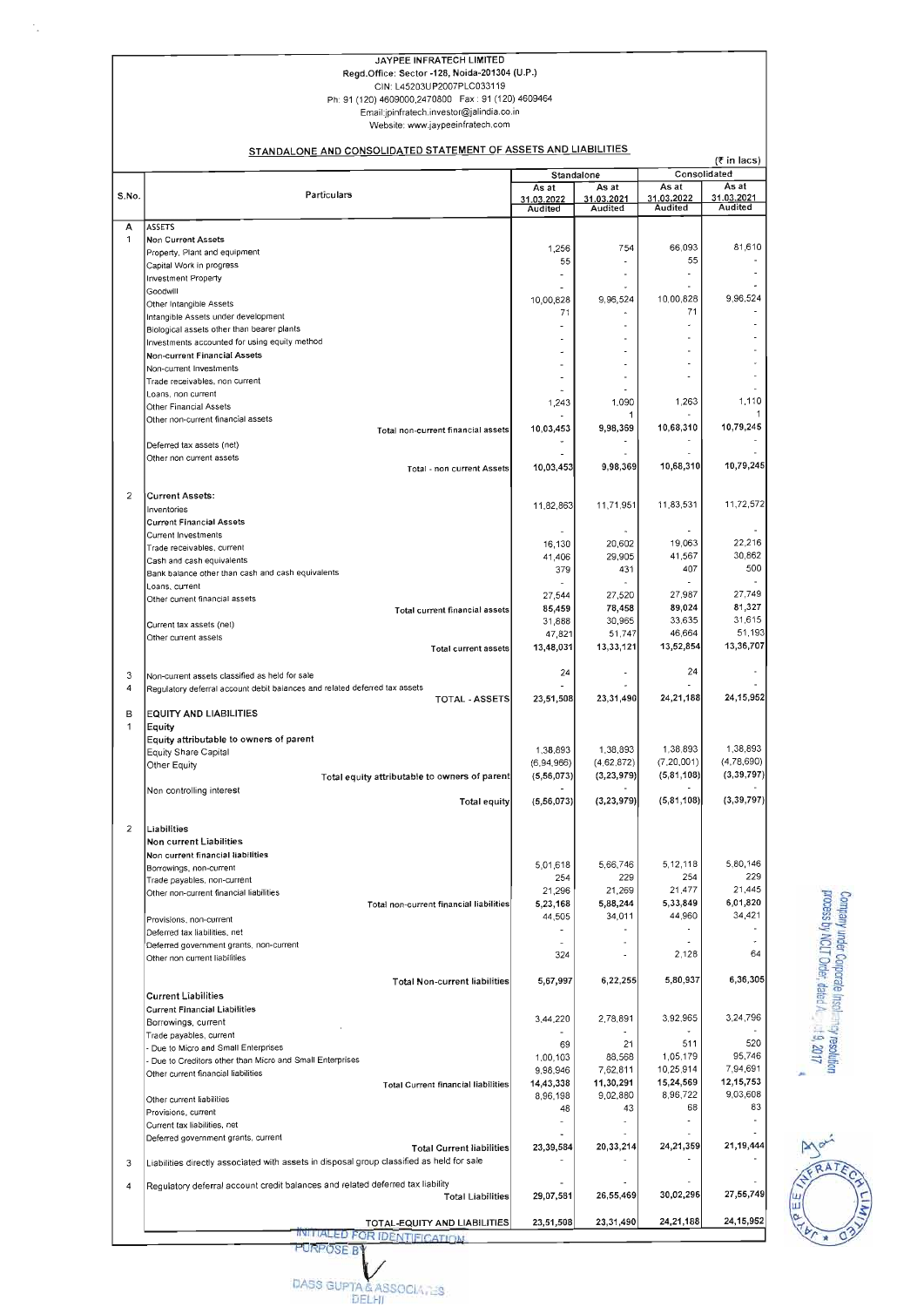JAYPEE INFRATECH LIMITED
Regd.Office: Sector -128, Noida-201304 (U.P.)
CIN: L45203UP2007PLC033119
Ph: 91 (120) 4609000,2470800 Fax : 91 (120) 4609464
Email:jpinfratech.investor@jalindia.co.in
Website: www.jaypeeinfratech.com

## STANDALONE AND CONSOLIDATED STATEMENT OF ASSETS AND LIABILITIES

(₹ in lacs)

| S.No. | Particulars | Standalone | | Consolidated | |
|---|---|---|---|---|---|
| | | As at 31.03.2022 Audited | As at 31.03.2021 Audited | As at 31.03.2022 Audited | As at 31.03.2021 Audited |
| A | ASSETS | | | | |
| 1 | Non Current Assets | | | | |
| | Property, Plant and equipment | 1,256 | 754 | 66,093 | 81,610 |
| | Capital Work in progress | 55 | - | 55 | - |
| | Investment Property | - | - | - | - |
| | Goodwill | - | - | - | - |
| | Other Intangible Assets | 10,00,828 | 9,96,524 | 10,00,828 | 9,96,524 |
| | Intangible Assets under development | 71 | - | 71 | - |
| | Biological assets other than bearer plants | - | - | - | - |
| | Investments accounted for using equity method | - | - | - | - |
| | Non-current Financial Assets | - | - | - | - |
| | Non-current Investments | - | - | - | - |
| | Trade receivables, non current | - | - | - | - |
| | Loans, non current | - | - | - | - |
| | Other Financial Assets | 1,243 | 1,090 | 1,263 | 1,110 |
| | Other non-current financial assets | - | 1 | - | 1 |
| | Total non-current financial assets | 10,03,453 | 9,98,369 | 10,68,310 | 10,79,245 |
| | Deferred tax assets (net) | - | - | - | - |
| | Other non current assets | - | - | - | - |
| | Total - non current Assets | 10,03,453 | 9,98,369 | 10,68,310 | 10,79,245 |
| 2 | Current Assets: | | | | |
| | Inventories | 11,82,863 | 11,71,951 | 11,83,531 | 11,72,572 |
| | Current Financial Assets | | | | |
| | Current Investments | - | - | - | - |
| | Trade receivables, current | 16,130 | 20,602 | 19,063 | 22,216 |
| | Cash and cash equivalents | 41,406 | 29,905 | 41,567 | 30,862 |
| | Bank balance other than cash and cash equivalents | 379 | 431 | 407 | 500 |
| | Loans, current | - | - | - | - |
| | Other current financial assets | 27,544 | 27,520 | 27,987 | 27,749 |
| | Total current financial assets | 85,459 | 78,458 | 89,024 | 81,327 |
| | Current tax assets (net) | 31,888 | 30,965 | 33,635 | 31,615 |
| | Other current assets | 47,821 | 51,747 | 46,664 | 51,193 |
| | Total current assets | 13,48,031 | 13,33,121 | 13,52,854 | 13,36,707 |
| 3 | Non-current assets classified as held for sale | 24 | - | 24 | - |
| 4 | Regulatory deferral account debit balances and related deferred tax assets | - | - | - | - |
| | TOTAL - ASSETS | 23,51,508 | 23,31,490 | 24,21,188 | 24,15,952 |
| B | EQUITY AND LIABILITIES | | | | |
| 1 | Equity | | | | |
| | Equity attributable to owners of parent | | | | |
| | Equity Share Capital | 1,38,893 | 1,38,893 | 1,38,893 | 1,38,893 |
| | Other Equity | (6,94,966) | (4,62,872) | (7,20,001) | (4,78,690) |
| | Total equity attributable to owners of parent | (5,56,073) | (3,23,979) | (5,81,108) | (3,39,797) |
| | Non controlling interest | - | | - | - |
| | Total equity | (5,56,073) | (3,23,979) | (5,81,108) | (3,39,797) |
| 2 | Liabilities | | | | |
| | Non current Liabilities | | | | |
| | Non current financial liabilities | | | | |
| | Borrowings, non-current | 5,01,618 | 5,66,746 | 5,12,118 | 5,80,146 |
| | Trade payables, non-current | 254 | 229 | 254 | 229 |
| | Other non-current financial liabilities | 21,296 | 21,269 | 21,477 | 21,445 |
| | Total non-current financial liabilities | 5,23,168 | 5,88,244 | 5,33,849 | 6,01,820 |
| | Provisions, non-current | 44,505 | 34,011 | 44,960 | 34,421 |
| | Deferred tax liabilities, net | - | - | - | - |
| | Deferred government grants, non-current | - | - | - | - |
| | Other non current liabilities | 324 | - | 2,128 | 64 |
| | Total Non-current liabilities | 5,67,997 | 6,22,255 | 5,80,937 | 6,36,305 |
| | Current Liabilities | | | | |
| | Current Financial Liabilities | | | | |
| | Borrowings, current | 3,44,220 | 2,78,891 | 3,92,965 | 3,24,796 |
| | Trade payables, current | - | - | - | - |
| | - Due to Micro and Small Enterprises | 69 | 21 | 511 | 520 |
| | - Due to Creditors other than Micro and Small Enterprises | 1,00,103 | 88,568 | 1,05,179 | 95,746 |
| | Other current financial liabilities | 9,98,946 | 7,62,811 | 10,25,914 | 7,94,691 |
| | Total Current financial liabilities | 14,43,338 | 11,30,291 | 15,24,569 | 12,15,753 |
| | Other current liabilities | 8,96,198 | 9,02,880 | 8,96,722 | 9,03,608 |
| | Provisions, current | 48 | 43 | 68 | 83 |
| | Current tax liabilities, net | - | - | - | - |
| | Deferred government grants, current | - | - | - | - |
| | Total Current liabilities | 23,39,584 | 20,33,214 | 24,21,359 | 21,19,444 |
| 3 | Liabilities directly associated with assets in disposal group classified as held for sale | - | - | - | - |
| 4 | Regulatory deferral account credit balances and related deferred tax liability | - | - | - | - |
| | Total Liabilities | 29,07,581 | 26,55,469 | 30,02,296 | 27,55,749 |
| | TOTAL-EQUITY AND LIABILITIES | 23,51,508 | 23,31,490 | 24,21,188 | 24,15,952 |

INITIALED FOR IDENTIFICATION PURPOSE BY
DASS GUPTA & ASSOCIATES
DELHI

Company under Corporate Insolvency resolution process by NCLT Order, dated August 9, 2017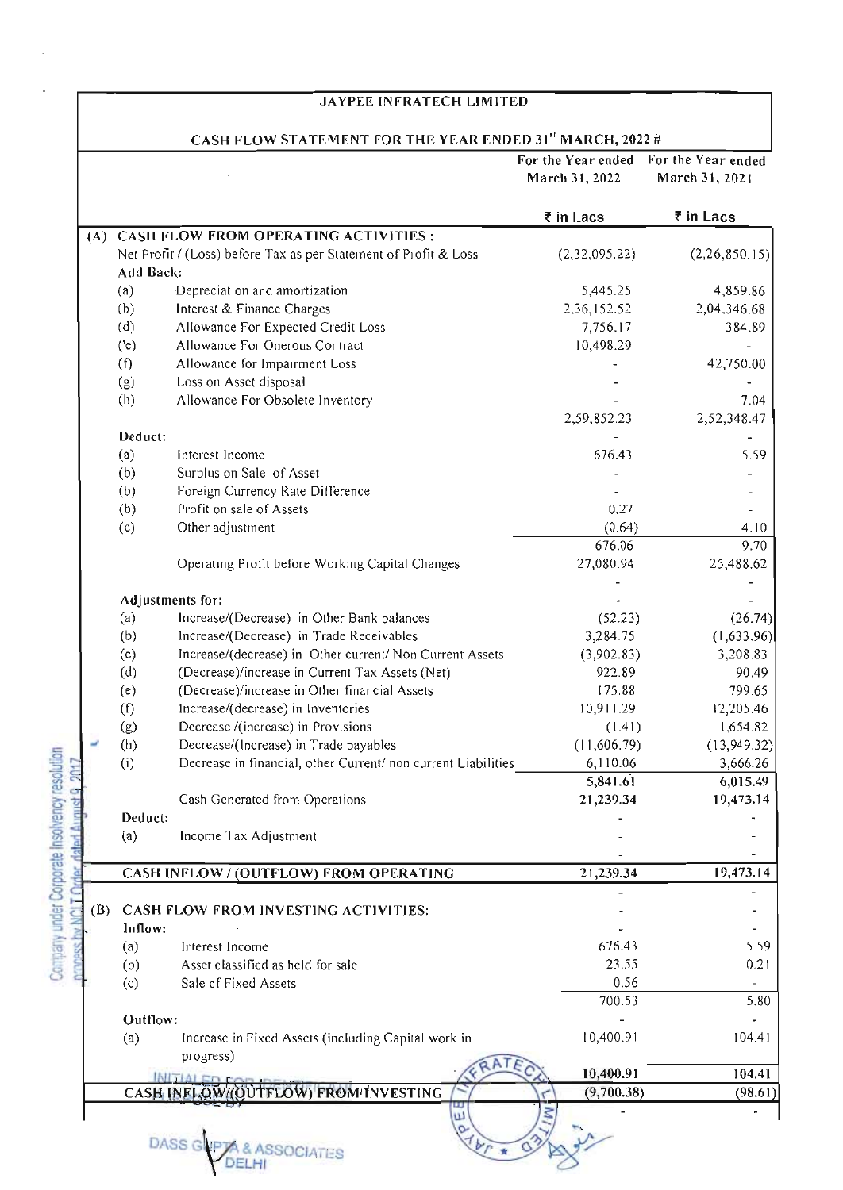# JAYPEE INFRATECH LIMITED

## CASH FLOW STATEMENT FOR THE YEAR ENDED 31st MARCH, 2022 #

| | | | For the Year ended March 31, 2022 | For the Year ended March 31, 2021 |
|---|---|---|---|---|
| | | | ₹ in Lacs | ₹ in Lacs |
| (A) | **CASH FLOW FROM OPERATING ACTIVITIES :** | | | |
| | Net Profit / (Loss) before Tax as per Statement of Profit & Loss | | (2,32,095.22) | (2,26,850.15) |
| | **Add Back:** | | | - |
| | (a) | Depreciation and amortization | 5,445.25 | 4,859.86 |
| | (b) | Interest & Finance Charges | 2,36,152.52 | 2,04,346.68 |
| | (d) | Allowance For Expected Credit Loss | 7,756.17 | 384.89 |
| | ('e) | Allowance For Onerous Contract | 10,498.29 | - |
| | (f) | Allowance for Impairment Loss | - | 42,750.00 |
| | (g) | Loss on Asset disposal | - | - |
| | (h) | Allowance For Obsolete Inventory | - | 7.04 |
| | | | 2,59,852.23 | 2,52,348.47 |
| | **Deduct:** | | - | - |
| | (a) | Interest Income | 676.43 | 5.59 |
| | (b) | Surplus on Sale of Asset | - | - |
| | (b) | Foreign Currency Rate Difference | - | - |
| | (b) | Profit on sale of Assets | 0.27 | - |
| | (c) | Other adjustment | (0.64) | 4.10 |
| | | | 676.06 | 9.70 |
| | | Operating Profit before Working Capital Changes | 27,080.94 | 25,488.62 |
| | | | - | - |
| | **Adjustments for:** | | - | - |
| | (a) | Increase/(Decrease) in Other Bank balances | (52.23) | (26.74) |
| | (b) | Increase/(Decrease) in Trade Receivables | 3,284.75 | (1,633.96) |
| | (c) | Increase/(decrease) in Other current/ Non Current Assets | (3,902.83) | 3,208.83 |
| | (d) | (Decrease)/increase in Current Tax Assets (Net) | 922.89 | 90.49 |
| | (e) | (Decrease)/increase in Other financial Assets | 175.88 | 799.65 |
| | (f) | Increase/(decrease) in Inventories | 10,911.29 | 12,205.46 |
| | (g) | Decrease /(increase) in Provisions | (1.41) | 1,654.82 |
| | (h) | Decrease/(Increase) in Trade payables | (11,606.79) | (13,949.32) |
| | (i) | Decrease in financial, other Current/ non current Liabilities | 6,110.06 | 3,666.26 |
| | | | **5,841.61** | **6,015.49** |
| | | Cash Generated from Operations | **21,239.34** | **19,473.14** |
| | **Deduct:** | | - | - |
| | (a) | Income Tax Adjustment | - | - |
| | | | - | - |
| | **CASH INFLOW / (OUTFLOW) FROM OPERATING** | | **21,239.34** | **19,473.14** |
| | | | - | - |
| (B) | **CASH FLOW FROM INVESTING ACTIVITIES:** | | - | - |
| | **Inflow:** | | - | - |
| | (a) | Interest Income | 676.43 | 5.59 |
| | (b) | Asset classified as held for sale | 23.55 | 0.21 |
| | (c) | Sale of Fixed Assets | 0.56 | - |
| | | | 700.53 | 5.80 |
| | **Outflow:** | | - | - |
| | (a) | Increase in Fixed Assets (including Capital work in progress) | 10,400.91 | 104.41 |
| | | | **10,400.91** | **104.41** |
| | **CASH INFLOW/(OUTFLOW) FROM INVESTING** | | **(9,700.38)** | **(98.61)** |
| | | | - | - |

Company under Corporate Insolvency resolution process by NCLT Order dated August 9, 2017

INITIALED FOR IDENTIFICATION PURPOSE BY

DASS GUPTA & ASSOCIATES
DELHI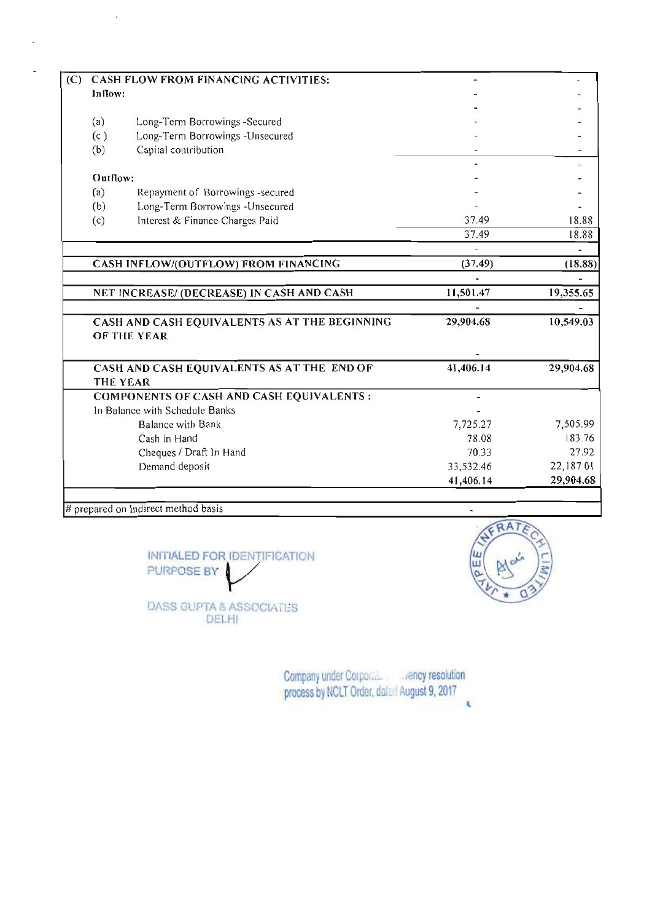| (C) | CASH FLOW FROM FINANCING ACTIVITIES: | | - | - |
|---|---|---|---|---|
| | **Inflow:** | | - | - |
| | | | - | - |
| | (a) | Long-Term Borrowings -Secured | - | - |
| | (c ) | Long-Term Borrowings -Unsecured | - | - |
| | (b) | Capital contribution | - | - |
| | | | - | - |
| | **Outflow:** | | - | - |
| | (a) | Repayment of Borrowings -secured | - | - |
| | (b) | Long-Term Borrowings -Unsecured | - | - |
| | (c) | Interest & Finance Charges Paid | 37.49 | 18.88 |
| | | | 37.49 | 18.88 |
| | | | - | - |
| | **CASH INFLOW/(OUTFLOW) FROM FINANCING** | | **(37.49)** | **(18.88)** |
| | | | - | - |
| | **NET INCREASE/ (DECREASE) IN CASH AND CASH** | | **11,501.47** | **19,355.65** |
| | | | - | - |
| | **CASH AND CASH EQUIVALENTS AS AT THE BEGINNING OF THE YEAR** | | **29,904.68** | **10,549.03** |
| | | | - | |
| | **CASH AND CASH EQUIVALENTS AS AT THE END OF THE YEAR** | | **41,406.14** | **29,904.68** |
| | **COMPONENTS OF CASH AND CASH EQUIVALENTS :** | | - | |
| | In Balance with Schedule Banks | | - | |
| | | Balance with Bank | 7,725.27 | 7,505.99 |
| | | Cash in Hand | 78.08 | 183.76 |
| | | Cheques / Draft In Hand | 70.33 | 27.92 |
| | | Demand deposit | 33,532.46 | 22,187.01 |
| | | | 41,406.14 | 29,904.68 |

# prepared on Indirect method basis

INITIALED FOR IDENTIFICATION PURPOSE BY

DASS GUPTA & ASSOCIATES
DELHI

JAYPEE INFRATECH LIMITED

Company under Corporate Insolvency resolution process by NCLT Order, dated August 9, 2017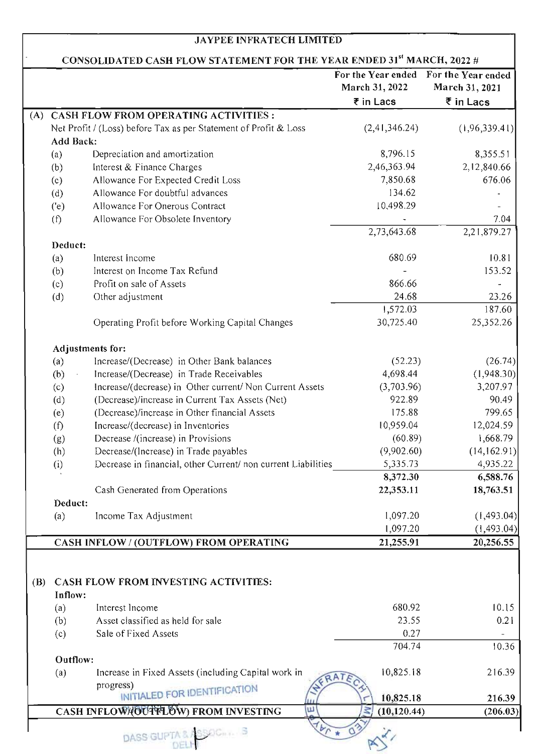# JAYPEE INFRATECH LIMITED

## CONSOLIDATED CASH FLOW STATEMENT FOR THE YEAR ENDED 31st MARCH, 2022 #

| | | | For the Year ended March 31, 2022 ₹ in Lacs | For the Year ended March 31, 2021 ₹ in Lacs |
|---|---|---|---|---|
| **(A)** | **CASH FLOW FROM OPERATING ACTIVITIES :** | | | |
| | Net Profit / (Loss) before Tax as per Statement of Profit & Loss | | (2,41,346.24) | (1,96,339.41) |
| | **Add Back:** | | | |
| | (a) | Depreciation and amortization | 8,796.15 | 8,355.51 |
| | (b) | Interest & Finance Charges | 2,46,363.94 | 2,12,840.66 |
| | (c) | Allowance For Expected Credit Loss | 7,850.68 | 676.06 |
| | (d) | Allowance For doubtful advances | 134.62 | - |
| | ('e) | Allowance For Onerous Contract | 10,498.29 | - |
| | (f) | Allowance For Obsolete Inventory | - | 7.04 |
| | | | 2,73,643.68 | 2,21,879.27 |
| | **Deduct:** | | | |
| | (a) | Interest Income | 680.69 | 10.81 |
| | (b) | Interest on Income Tax Refund | - | 153.52 |
| | (c) | Profit on sale of Assets | 866.66 | - |
| | (d) | Other adjustment | 24.68 | 23.26 |
| | | | 1,572.03 | 187.60 |
| | | Operating Profit before Working Capital Changes | 30,725.40 | 25,352.26 |
| | **Adjustments for:** | | | |
| | (a) | Increase/(Decrease) in Other Bank balances | (52.23) | (26.74) |
| | (b) | Increase/(Decrease) in Trade Receivables | 4,698.44 | (1,948.30) |
| | (c) | Increase/(decrease) in Other current/ Non Current Assets | (3,703.96) | 3,207.97 |
| | (d) | (Decrease)/increase in Current Tax Assets (Net) | 922.89 | 90.49 |
| | (e) | (Decrease)/increase in Other financial Assets | 175.88 | 799.65 |
| | (f) | Increase/(decrease) in Inventories | 10,959.04 | 12,024.59 |
| | (g) | Decrease /(increase) in Provisions | (60.89) | 1,668.79 |
| | (h) | Decrease/(Increase) in Trade payables | (9,902.60) | (14,162.91) |
| | (i) | Decrease in financial, other Current/ non current Liabilities | 5,335.73 | 4,935.22 |
| | | | **8,372.30** | **6,588.76** |
| | | Cash Generated from Operations | **22,353.11** | **18,763.51** |
| | **Deduct:** | | | |
| | (a) | Income Tax Adjustment | 1,097.20 | (1,493.04) |
| | | | 1,097.20 | (1,493.04) |
| | **CASH INFLOW / (OUTFLOW) FROM OPERATING** | | **21,255.91** | **20,256.55** |
| **(B)** | **CASH FLOW FROM INVESTING ACTIVITIES:** | | | |
| | **Inflow:** | | | |
| | (a) | Interest Income | 680.92 | 10.15 |
| | (b) | Asset classified as held for sale | 23.55 | 0.21 |
| | (c) | Sale of Fixed Assets | 0.27 | - |
| | | | 704.74 | 10.36 |
| | **Outflow:** | | | |
| | (a) | Increase in Fixed Assets (including Capital work in progress) | 10,825.18 | 216.39 |
| | | | **10,825.18** | **216.39** |
| | **CASH INFLOW/(OUTFLOW) FROM INVESTING** | | **(10,120.44)** | **(206.03)** |

INITIALED FOR IDENTIFICATION PURPOSE BY DASS GUPTA & ASSOCIATES DELHI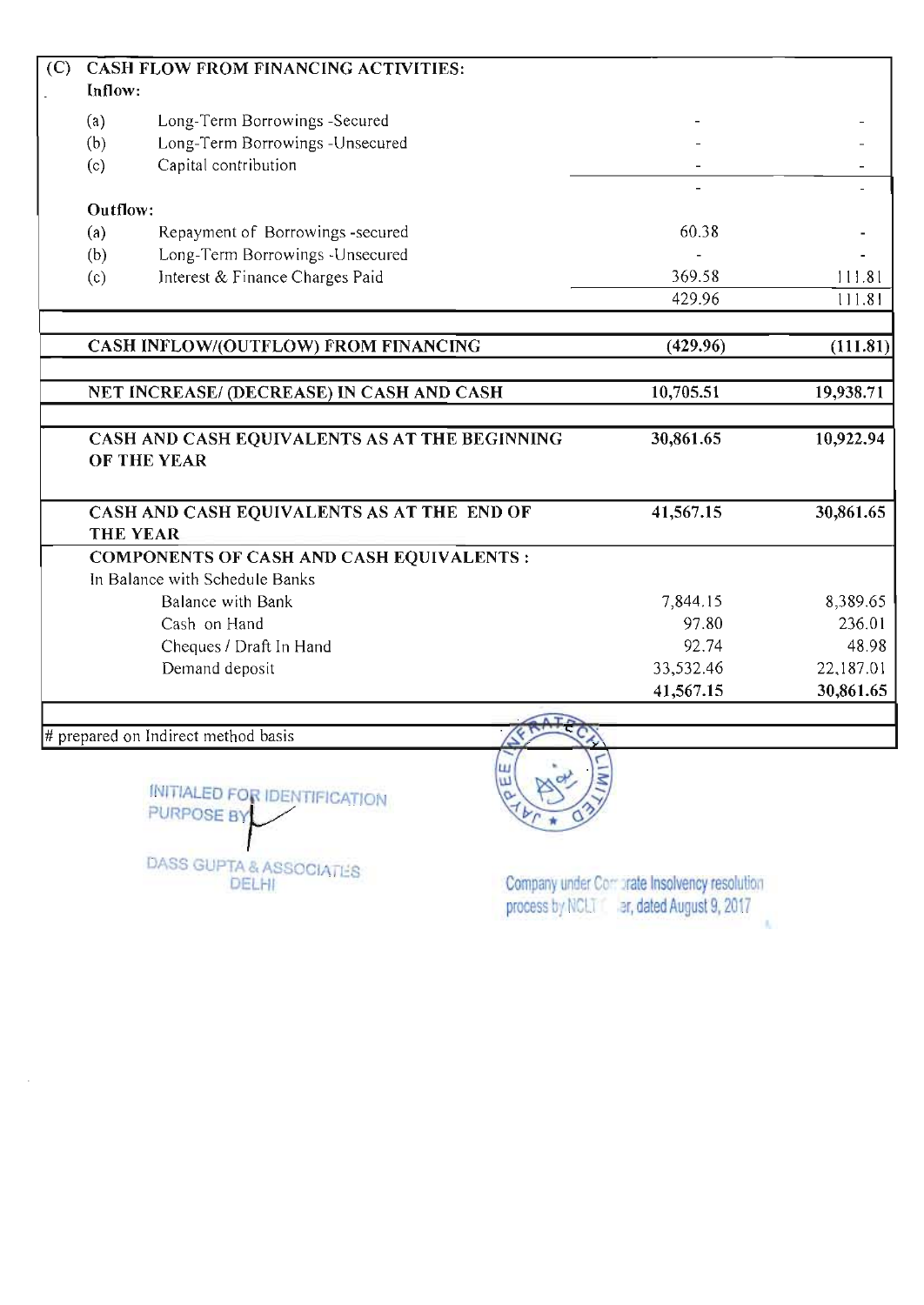| | | | |
|---|---|---|---|
| **(C)** | **CASH FLOW FROM FINANCING ACTIVITIES:** | | |
| | **Inflow:** | | |
| (a) | Long-Term Borrowings -Secured | - | - |
| (b) | Long-Term Borrowings -Unsecured | - | - |
| (c) | Capital contribution | - | - |
| | | - | - |
| | **Outflow:** | | |
| (a) | Repayment of Borrowings -secured | 60.38 | - |
| (b) | Long-Term Borrowings -Unsecured | - | - |
| (c) | Interest & Finance Charges Paid | 369.58 | 111.81 |
| | | 429.96 | 111.81 |
| | **CASH INFLOW/(OUTFLOW) FROM FINANCING** | **(429.96)** | **(111.81)** |
| | **NET INCREASE/ (DECREASE) IN CASH AND CASH** | **10,705.51** | **19,938.71** |
| | **CASH AND CASH EQUIVALENTS AS AT THE BEGINNING OF THE YEAR** | **30,861.65** | **10,922.94** |
| | **CASH AND CASH EQUIVALENTS AS AT THE END OF THE YEAR** | **41,567.15** | **30,861.65** |
| | **COMPONENTS OF CASH AND CASH EQUIVALENTS :** | | |
| | In Balance with Schedule Banks | | |
| | Balance with Bank | 7,844.15 | 8,389.65 |
| | Cash on Hand | 97.80 | 236.01 |
| | Cheques / Draft In Hand | 92.74 | 48.98 |
| | Demand deposit | 33,532.46 | 22,187.01 |
| | | **41,567.15** | **30,861.65** |

# prepared on Indirect method basis

INITIALED FOR IDENTIFICATION PURPOSE BY

DASS GUPTA & ASSOCIATES
DELHI

JAYPEE INFRATECH LIMITED

Company under Corporate Insolvency resolution process by NCLT order, dated August 9, 2017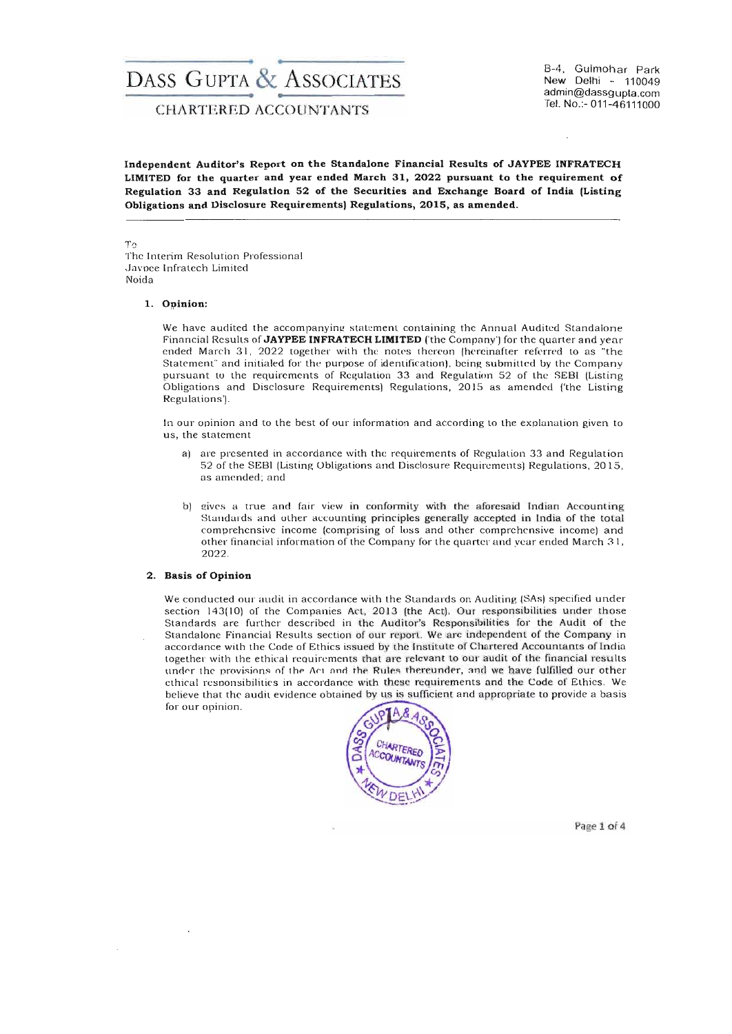# DASS GUPTA & ASSOCIATES

CHARTERED ACCOUNTANTS

B-4, Gulmohar Park
New Delhi - 110049
admin@dassgupta.com
Tel. No.:- 011-46111000

**Independent Auditor's Report on the Standalone Financial Results of JAYPEE INFRATECH LIMITED for the quarter and year ended March 31, 2022 pursuant to the requirement of Regulation 33 and Regulation 52 of the Securities and Exchange Board of India (Listing Obligations and Disclosure Requirements) Regulations, 2015, as amended.**

To
The Interim Resolution Professional
Jaypee Infratech Limited
Noida

## 1. Opinion:

We have audited the accompanying statement containing the Annual Audited Standalone Financial Results of **JAYPEE INFRATECH LIMITED** ('the Company') for the quarter and year ended March 31, 2022 together with the notes thereon (hereinafter referred to as "the Statement" and initialed for the purpose of identification), being submitted by the Company pursuant to the requirements of Regulation 33 and Regulation 52 of the SEBI (Listing Obligations and Disclosure Requirements) Regulations, 2015 as amended ('the Listing Regulations').

In our opinion and to the best of our information and according to the explanation given to us, the statement

a) are presented in accordance with the requirements of Regulation 33 and Regulation 52 of the SEBI (Listing Obligations and Disclosure Requirements) Regulations, 2015, as amended; and

b) gives a true and fair view in conformity with the aforesaid Indian Accounting Standards and other accounting principles generally accepted in India of the total comprehensive income (comprising of loss and other comprehensive income) and other financial information of the Company for the quarter and year ended March 31, 2022.

## 2. Basis of Opinion

We conducted our audit in accordance with the Standards on Auditing (SAs) specified under section 143(10) of the Companies Act, 2013 (the Act). Our responsibilities under those Standards are further described in the Auditor's Responsibilities for the Audit of the Standalone Financial Results section of our report. We are independent of the Company in accordance with the Code of Ethics issued by the Institute of Chartered Accountants of India together with the ethical requirements that are relevant to our audit of the financial results under the provisions of the Act and the Rules thereunder, and we have fulfilled our other ethical responsibilities in accordance with these requirements and the Code of Ethics. We believe that the audit evidence obtained by us is sufficient and appropriate to provide a basis for our opinion.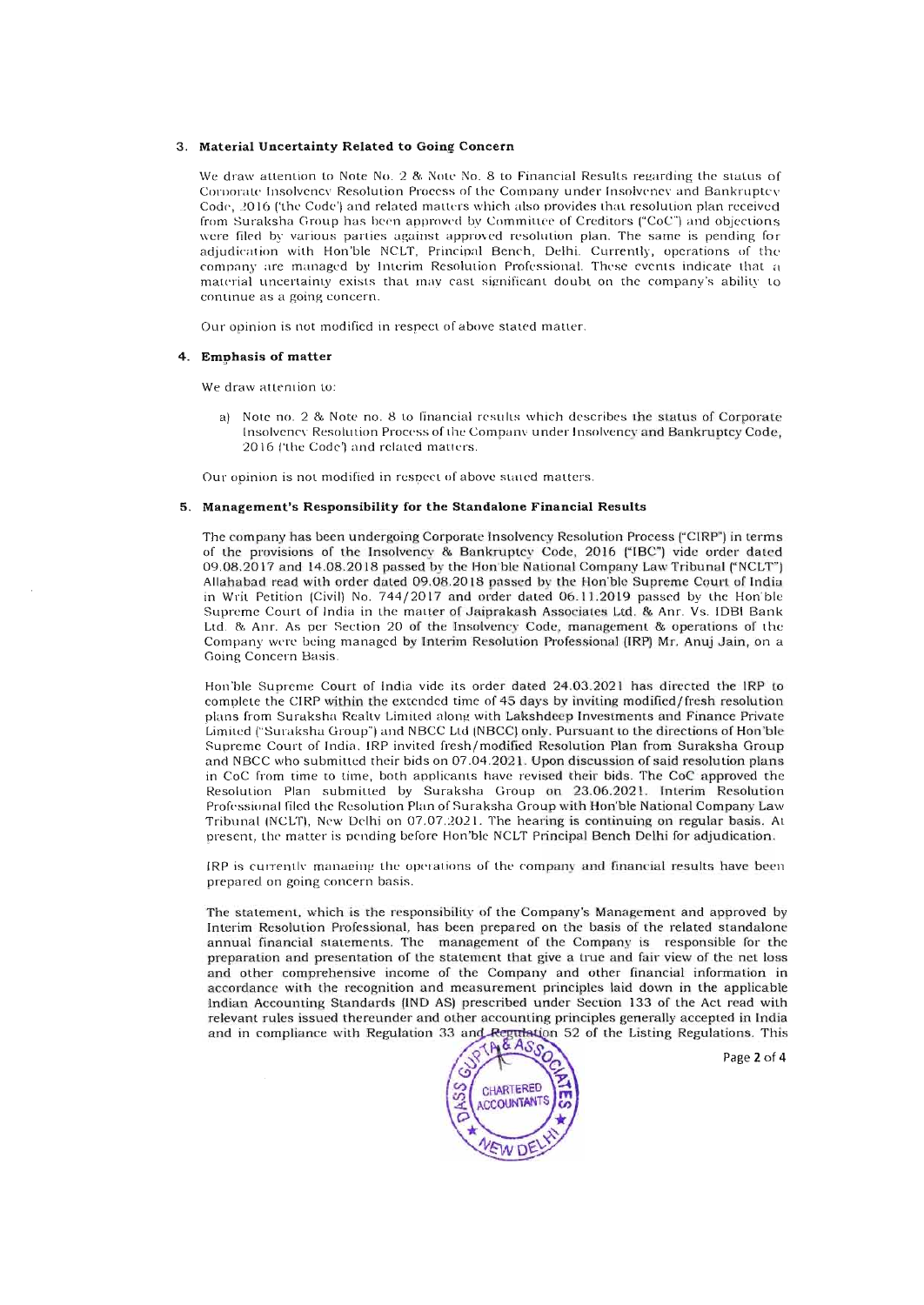### 3. Material Uncertainty Related to Going Concern

We draw attention to Note No. 2 & Note No. 8 to Financial Results regarding the status of Corporate Insolvency Resolution Process of the Company under Insolvency and Bankruptcy Code, 2016 ('the Code') and related matters which also provides that resolution plan received from Suraksha Group has been approved by Committee of Creditors ("CoC") and objections were filed by various parties against approved resolution plan. The same is pending for adjudication with Hon'ble NCLT, Principal Bench, Delhi. Currently, operations of the company are managed by Interim Resolution Professional. These events indicate that a material uncertainty exists that may cast significant doubt on the company's ability to continue as a going concern.

Our opinion is not modified in respect of above stated matter.

### 4. Emphasis of matter

We draw attention to:

a) Note no. 2 & Note no. 8 to financial results which describes the status of Corporate Insolvency Resolution Process of the Company under Insolvency and Bankruptcy Code, 2016 ('the Code') and related matters.

Our opinion is not modified in respect of above stated matters.

### 5. Management's Responsibility for the Standalone Financial Results

The company has been undergoing Corporate Insolvency Resolution Process ("CIRP") in terms of the provisions of the Insolvency & Bankruptcy Code, 2016 ("IBC") vide order dated 09.08.2017 and 14.08.2018 passed by the Hon'ble National Company Law Tribunal ("NCLT") Allahabad read with order dated 09.08.2018 passed by the Hon'ble Supreme Court of India in Writ Petition (Civil) No. 744/2017 and order dated 06.11.2019 passed by the Hon'ble Supreme Court of India in the matter of Jaiprakash Associates Ltd. & Anr. Vs. IDBI Bank Ltd. & Anr. As per Section 20 of the Insolvency Code, management & operations of the Company were being managed by Interim Resolution Professional (IRP) Mr. Anuj Jain, on a Going Concern Basis.

Hon'ble Supreme Court of India vide its order dated 24.03.2021 has directed the IRP to complete the CIRP within the extended time of 45 days by inviting modified/fresh resolution plans from Suraksha Realty Limited along with Lakshdeep Investments and Finance Private Limited ("Suraksha Group") and NBCC Ltd (NBCC) only. Pursuant to the directions of Hon'ble Supreme Court of India, IRP invited fresh/modified Resolution Plan from Suraksha Group and NBCC who submitted their bids on 07.04.2021. Upon discussion of said resolution plans in CoC from time to time, both applicants have revised their bids. The CoC approved the Resolution Plan submitted by Suraksha Group on 23.06.2021. Interim Resolution Professional filed the Resolution Plan of Suraksha Group with Hon'ble National Company Law Tribunal (NCLT), New Delhi on 07.07.2021. The hearing is continuing on regular basis. At present, the matter is pending before Hon'ble NCLT Principal Bench Delhi for adjudication.

IRP is currently managing the operations of the company and financial results have been prepared on going concern basis.

The statement, which is the responsibility of the Company's Management and approved by Interim Resolution Professional, has been prepared on the basis of the related standalone annual financial statements. The management of the Company is responsible for the preparation and presentation of the statement that give a true and fair view of the net loss and other comprehensive income of the Company and other financial information in accordance with the recognition and measurement principles laid down in the applicable Indian Accounting Standards (IND AS) prescribed under Section 133 of the Act read with relevant rules issued thereunder and other accounting principles generally accepted in India and in compliance with Regulation 33 and Regulation 52 of the Listing Regulations. This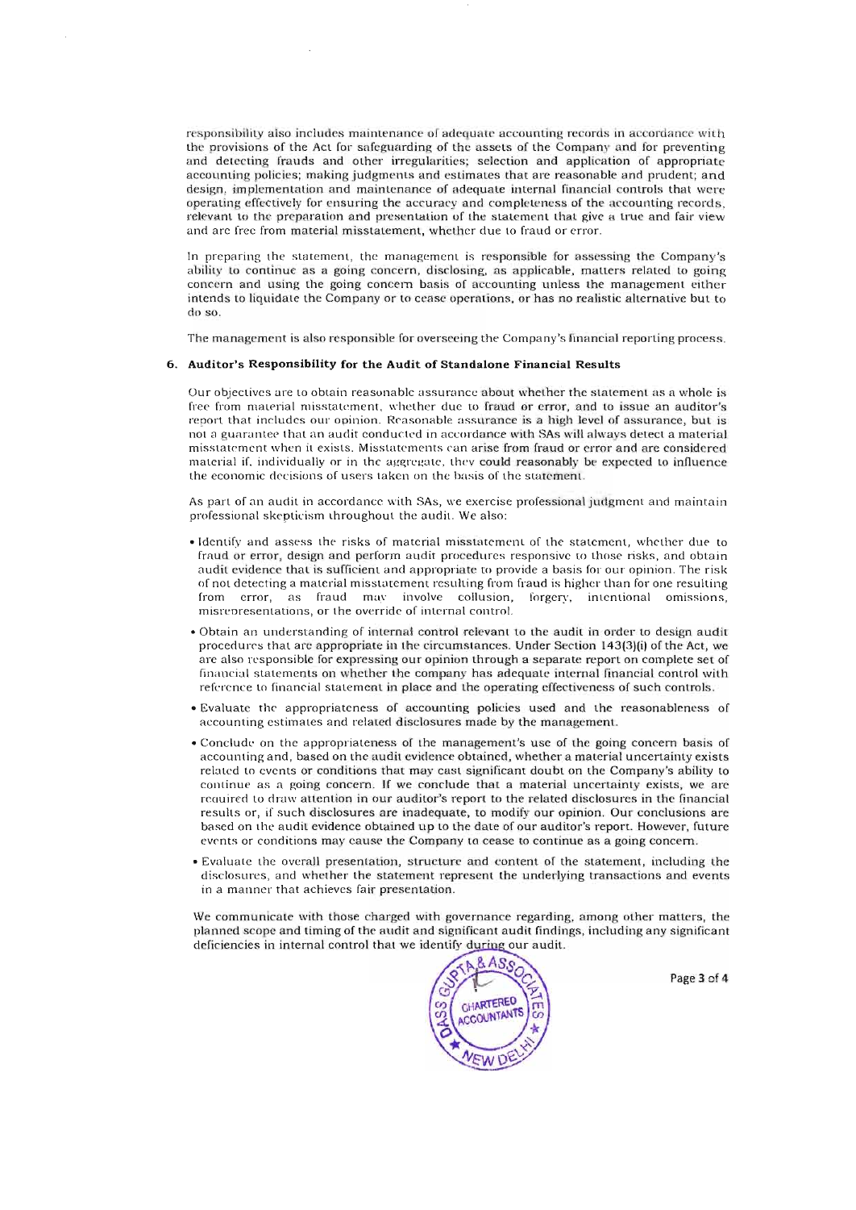responsibility also includes maintenance of adequate accounting records in accordance with the provisions of the Act for safeguarding of the assets of the Company and for preventing and detecting frauds and other irregularities; selection and application of appropriate accounting policies; making judgments and estimates that are reasonable and prudent; and design, implementation and maintenance of adequate internal financial controls that were operating effectively for ensuring the accuracy and completeness of the accounting records, relevant to the preparation and presentation of the statement that give a true and fair view and are free from material misstatement, whether due to fraud or error.

In preparing the statement, the management is responsible for assessing the Company's ability to continue as a going concern, disclosing, as applicable, matters related to going concern and using the going concern basis of accounting unless the management either intends to liquidate the Company or to cease operations, or has no realistic alternative but to do so.

The management is also responsible for overseeing the Company's financial reporting process.

### 6. Auditor's Responsibility for the Audit of Standalone Financial Results

Our objectives are to obtain reasonable assurance about whether the statement as a whole is free from material misstatement, whether due to fraud or error, and to issue an auditor's report that includes our opinion. Reasonable assurance is a high level of assurance, but is not a guarantee that an audit conducted in accordance with SAs will always detect a material misstatement when it exists. Misstatements can arise from fraud or error and are considered material if, individually or in the aggregate, they could reasonably be expected to influence the economic decisions of users taken on the basis of the statement.

As part of an audit in accordance with SAs, we exercise professional judgment and maintain professional skepticism throughout the audit. We also:

- Identify and assess the risks of material misstatement of the statement, whether due to fraud or error, design and perform audit procedures responsive to those risks, and obtain audit evidence that is sufficient and appropriate to provide a basis for our opinion. The risk of not detecting a material misstatement resulting from fraud is higher than for one resulting from error, as fraud may involve collusion, forgery, intentional omissions, misrepresentations, or the override of internal control.
- Obtain an understanding of internal control relevant to the audit in order to design audit procedures that are appropriate in the circumstances. Under Section 143(3)(i) of the Act, we are also responsible for expressing our opinion through a separate report on complete set of financial statements on whether the company has adequate internal financial control with reference to financial statement in place and the operating effectiveness of such controls.
- Evaluate the appropriateness of accounting policies used and the reasonableness of accounting estimates and related disclosures made by the management.
- Conclude on the appropriateness of the management's use of the going concern basis of accounting and, based on the audit evidence obtained, whether a material uncertainty exists related to events or conditions that may cast significant doubt on the Company's ability to continue as a going concern. If we conclude that a material uncertainty exists, we are required to draw attention in our auditor's report to the related disclosures in the financial results or, if such disclosures are inadequate, to modify our opinion. Our conclusions are based on the audit evidence obtained up to the date of our auditor's report. However, future events or conditions may cause the Company to cease to continue as a going concern.
- Evaluate the overall presentation, structure and content of the statement, including the disclosures, and whether the statement represent the underlying transactions and events in a manner that achieves fair presentation.

We communicate with those charged with governance regarding, among other matters, the planned scope and timing of the audit and significant audit findings, including any significant deficiencies in internal control that we identify during our audit.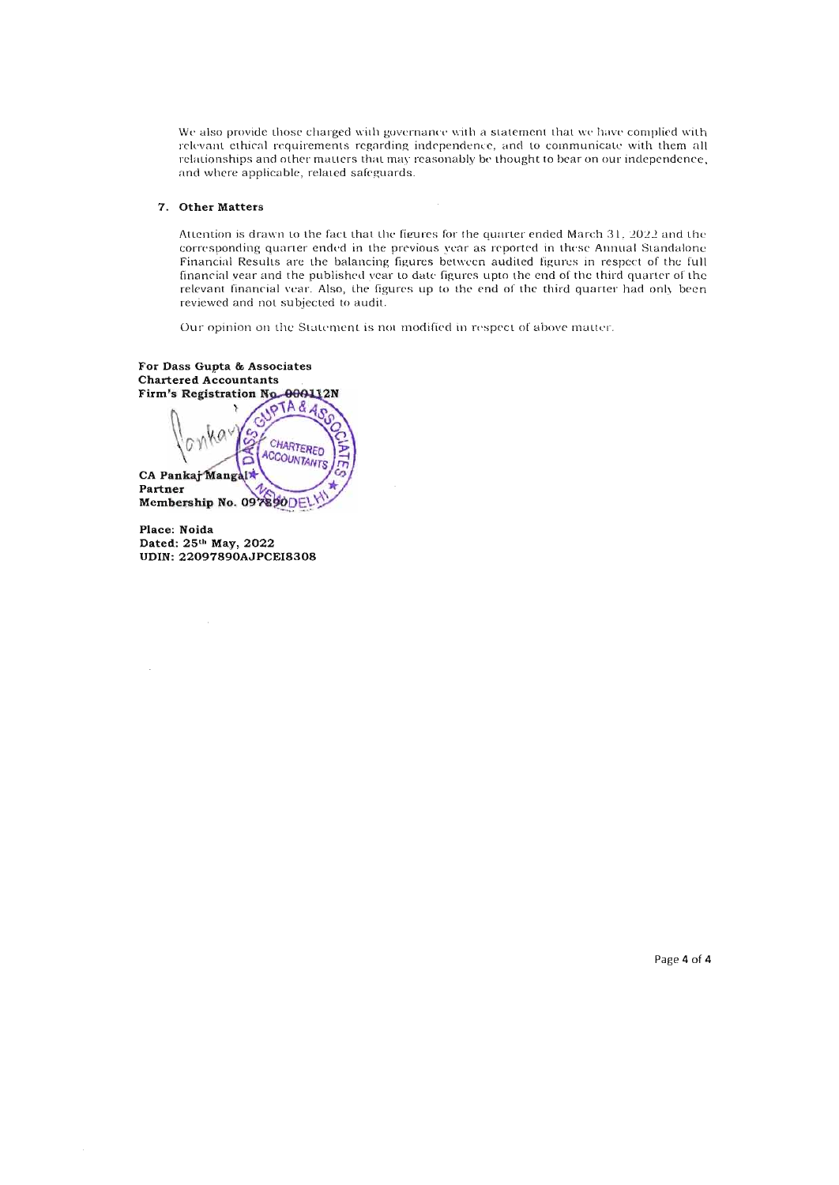We also provide those charged with governance with a statement that we have complied with relevant ethical requirements regarding independence, and to communicate with them all relationships and other matters that may reasonably be thought to bear on our independence, and where applicable, related safeguards.

### 7. Other Matters

Attention is drawn to the fact that the figures for the quarter ended March 31, 2022 and the corresponding quarter ended in the previous year as reported in these Annual Standalone Financial Results are the balancing figures between audited figures in respect of the full financial year and the published year to date figures upto the end of the third quarter of the relevant financial year. Also, the figures up to the end of the third quarter had only been reviewed and not subjected to audit.

Our opinion on the Statement is not modified in respect of above matter.

**For Dass Gupta & Associates**
**Chartered Accountants**
**Firm's Registration No. 000112N**

**CA Pankaj Mangal**
**Partner**
**Membership No. 097890**

**Place: Noida**
**Dated: 25th May, 2022**
**UDIN: 22097890AJPCEI8308**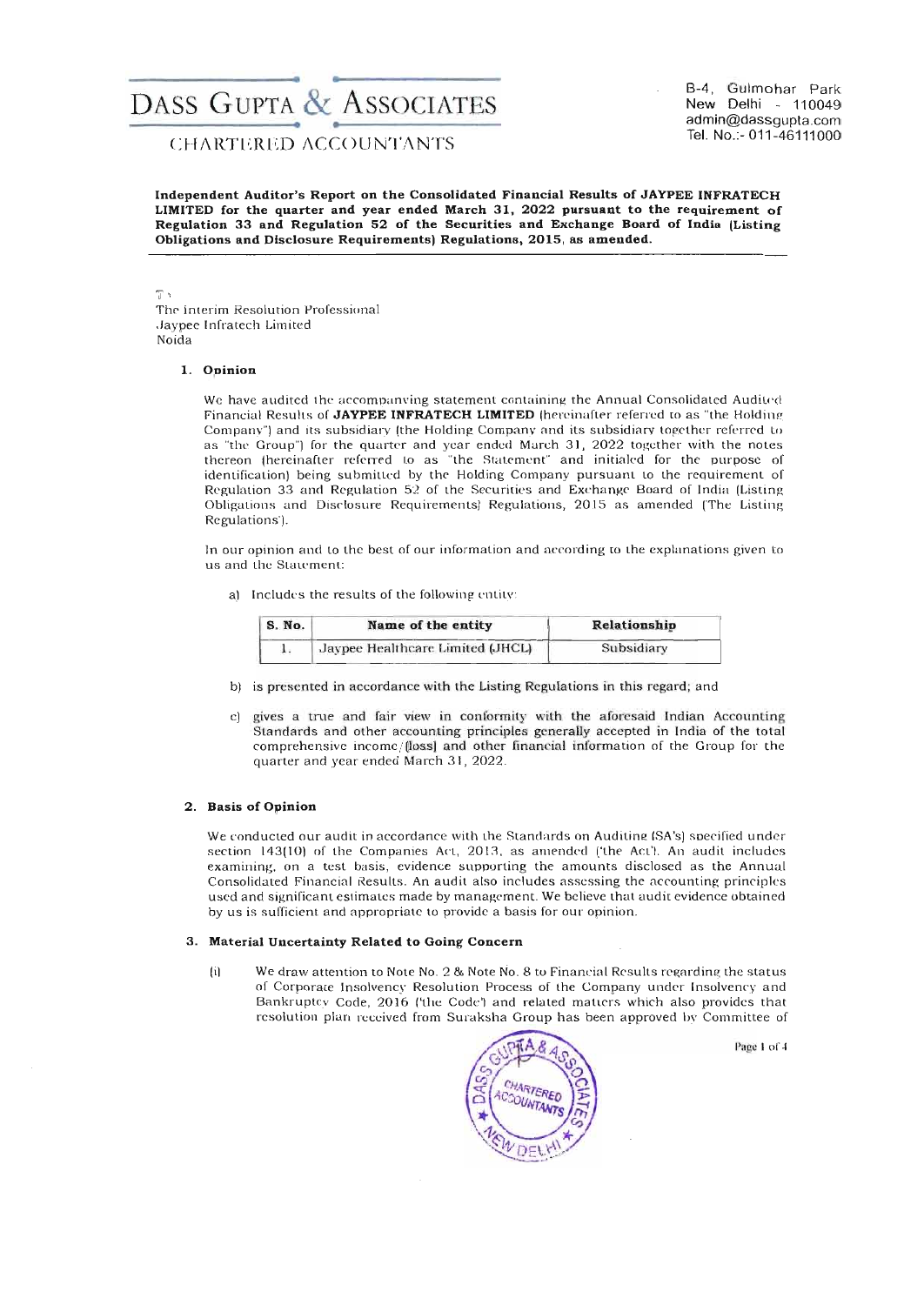# DASS GUPTA & ASSOCIATES

CHARTERED ACCOUNTANTS

B-4, Gulmohar Park
New Delhi - 110049
admin@dassgupta.com
Tel. No.:- 011-46111000

**Independent Auditor's Report on the Consolidated Financial Results of JAYPEE INFRATECH LIMITED for the quarter and year ended March 31, 2022 pursuant to the requirement of Regulation 33 and Regulation 52 of the Securities and Exchange Board of India (Listing Obligations and Disclosure Requirements) Regulations, 2015, as amended.**

To
The Interim Resolution Professional
Jaypee Infratech Limited
Noida

## 1. Opinion

We have audited the accompanying statement containing the Annual Consolidated Audited Financial Results of **JAYPEE INFRATECH LIMITED** (hereinafter referred to as "the Holding Company") and its subsidiary (the Holding Company and its subsidiary together referred to as "the Group") for the quarter and year ended March 31, 2022 together with the notes thereon (hereinafter referred to as "the Statement" and initialed for the purpose of identification) being submitted by the Holding Company pursuant to the requirement of Regulation 33 and Regulation 52 of the Securities and Exchange Board of India (Listing Obligations and Disclosure Requirements) Regulations, 2015 as amended ('The Listing Regulations').

In our opinion and to the best of our information and according to the explanations given to us and the Statement:

a) Includes the results of the following entity:

| S. No. | Name of the entity | Relationship |
|---|---|---|
| 1. | Jaypee Healthcare Limited (JHCL) | Subsidiary |

b) is presented in accordance with the Listing Regulations in this regard; and

c) gives a true and fair view in conformity with the aforesaid Indian Accounting Standards and other accounting principles generally accepted in India of the total comprehensive income/(loss) and other financial information of the Group for the quarter and year ended March 31, 2022.

## 2. Basis of Opinion

We conducted our audit in accordance with the Standards on Auditing (SA's) specified under section 143(10) of the Companies Act, 2013, as amended ('the Act'). An audit includes examining, on a test basis, evidence supporting the amounts disclosed as the Annual Consolidated Financial Results. An audit also includes assessing the accounting principles used and significant estimates made by management. We believe that audit evidence obtained by us is sufficient and appropriate to provide a basis for our opinion.

## 3. Material Uncertainty Related to Going Concern

(i) We draw attention to Note No. 2 & Note No. 8 to Financial Results regarding the status of Corporate Insolvency Resolution Process of the Company under Insolvency and Bankruptcy Code, 2016 ('the Code') and related matters which also provides that resolution plan received from Suraksha Group has been approved by Committee of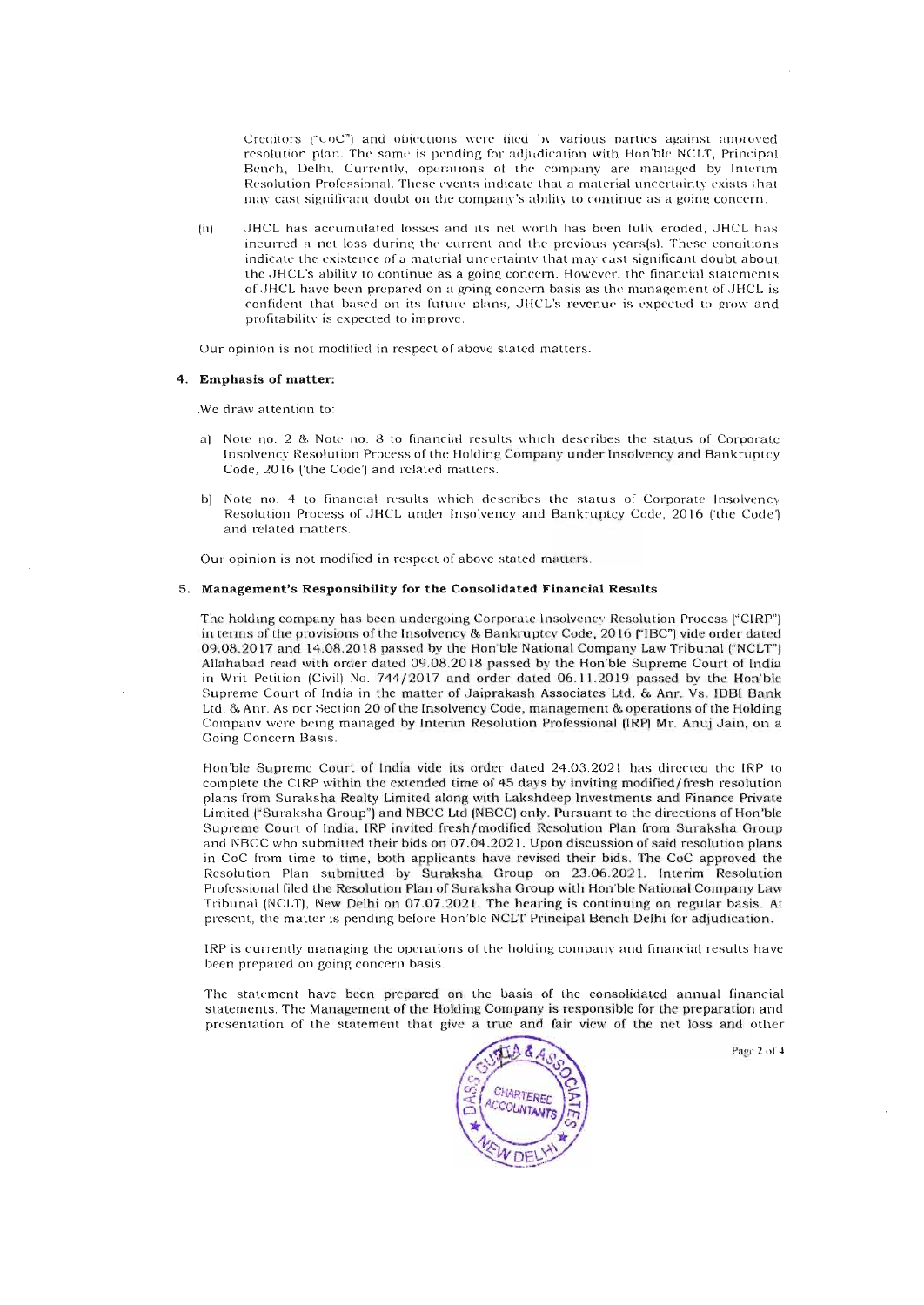Creditors ("CoC") and objections were filed by various parties against approved resolution plan. The same is pending for adjudication with Hon'ble NCLT, Principal Bench, Delhi. Currently, operations of the company are managed by Interim Resolution Professional. These events indicate that a material uncertainty exists that may cast significant doubt on the company's ability to continue as a going concern.

(ii) JHCL has accumulated losses and its net worth has been fully eroded. JHCL has incurred a net loss during the current and the previous years(s). These conditions indicate the existence of a material uncertainty that may cast significant doubt about the JHCL's ability to continue as a going concern. However, the financial statements of JHCL have been prepared on a going concern basis as the management of JHCL is confident that based on its future plans, JHCL's revenue is expected to grow and profitability is expected to improve.

Our opinion is not modified in respect of above stated matters.

#### 4. Emphasis of matter:

We draw attention to:

a) Note no. 2 & Note no. 8 to financial results which describes the status of Corporate Insolvency Resolution Process of the Holding Company under Insolvency and Bankruptcy Code, 2016 ('the Code') and related matters.

b) Note no. 4 to financial results which describes the status of Corporate Insolvency Resolution Process of JHCL under Insolvency and Bankruptcy Code, 2016 ('the Code') and related matters.

Our opinion is not modified in respect of above stated matters.

#### 5. Management's Responsibility for the Consolidated Financial Results

The holding company has been undergoing Corporate Insolvency Resolution Process ("CIRP") in terms of the provisions of the Insolvency & Bankruptcy Code, 2016 ("IBC") vide order dated 09.08.2017 and 14.08.2018 passed by the Hon'ble National Company Law Tribunal ("NCLT") Allahabad read with order dated 09.08.2018 passed by the Hon'ble Supreme Court of India in Writ Petition (Civil) No. 744/2017 and order dated 06.11.2019 passed by the Hon'ble Supreme Court of India in the matter of Jaiprakash Associates Ltd. & Anr. Vs. IDBI Bank Ltd. & Anr. As per Section 20 of the Insolvency Code, management & operations of the Holding Company were being managed by Interim Resolution Professional (IRP) Mr. Anuj Jain, on a Going Concern Basis.

Hon'ble Supreme Court of India vide its order dated 24.03.2021 has directed the IRP to complete the CIRP within the extended time of 45 days by inviting modified/fresh resolution plans from Suraksha Realty Limited along with Lakshdeep Investments and Finance Private Limited ("Suraksha Group") and NBCC Ltd (NBCC) only. Pursuant to the directions of Hon'ble Supreme Court of India, IRP invited fresh/modified Resolution Plan from Suraksha Group and NBCC who submitted their bids on 07.04.2021. Upon discussion of said resolution plans in CoC from time to time, both applicants have revised their bids. The CoC approved the Resolution Plan submitted by Suraksha Group on 23.06.2021. Interim Resolution Professional filed the Resolution Plan of Suraksha Group with Hon'ble National Company Law Tribunal (NCLT), New Delhi on 07.07.2021. The hearing is continuing on regular basis. At present, the matter is pending before Hon'ble NCLT Principal Bench Delhi for adjudication.

IRP is currently managing the operations of the holding company and financial results have been prepared on going concern basis.

The statement have been prepared on the basis of the consolidated annual financial statements. The Management of the Holding Company is responsible for the preparation and presentation of the statement that give a true and fair view of the net loss and other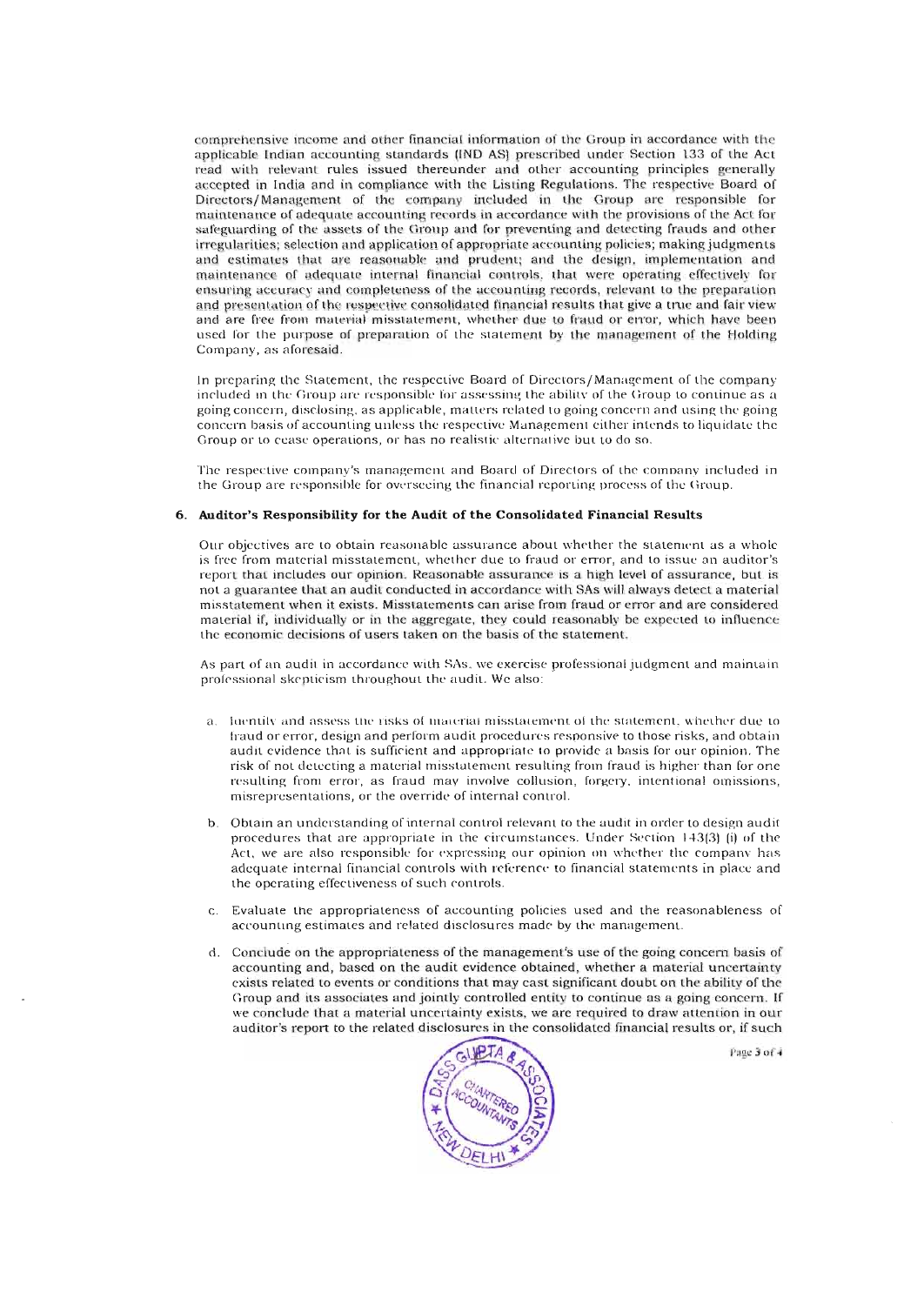comprehensive income and other financial information of the Group in accordance with the applicable Indian accounting standards (IND AS) prescribed under Section 133 of the Act read with relevant rules issued thereunder and other accounting principles generally accepted in India and in compliance with the Listing Regulations. The respective Board of Directors/Management of the company included in the Group are responsible for maintenance of adequate accounting records in accordance with the provisions of the Act for safeguarding of the assets of the Group and for preventing and detecting frauds and other irregularities; selection and application of appropriate accounting policies; making judgments and estimates that are reasonable and prudent; and the design, implementation and maintenance of adequate internal financial controls, that were operating effectively for ensuring accuracy and completeness of the accounting records, relevant to the preparation and presentation of the respective consolidated financial results that give a true and fair view and are free from material misstatement, whether due to fraud or error, which have been used for the purpose of preparation of the statement by the management of the Holding Company, as aforesaid.

In preparing the Statement, the respective Board of Directors/Management of the company included in the Group are responsible for assessing the ability of the Group to continue as a going concern, disclosing, as applicable, matters related to going concern and using the going concern basis of accounting unless the respective Management either intends to liquidate the Group or to cease operations, or has no realistic alternative but to do so.

The respective company's management and Board of Directors of the company included in the Group are responsible for overseeing the financial reporting process of the Group.

## 6. Auditor's Responsibility for the Audit of the Consolidated Financial Results

Our objectives are to obtain reasonable assurance about whether the statement as a whole is free from material misstatement, whether due to fraud or error, and to issue an auditor's report that includes our opinion. Reasonable assurance is a high level of assurance, but is not a guarantee that an audit conducted in accordance with SAs will always detect a material misstatement when it exists. Misstatements can arise from fraud or error and are considered material if, individually or in the aggregate, they could reasonably be expected to influence the economic decisions of users taken on the basis of the statement.

As part of an audit in accordance with SAs, we exercise professional judgment and maintain professional skepticism throughout the audit. We also:

a. Identify and assess the risks of material misstatement of the statement, whether due to fraud or error, design and perform audit procedures responsive to those risks, and obtain audit evidence that is sufficient and appropriate to provide a basis for our opinion. The risk of not detecting a material misstatement resulting from fraud is higher than for one resulting from error, as fraud may involve collusion, forgery, intentional omissions, misrepresentations, or the override of internal control.

b. Obtain an understanding of internal control relevant to the audit in order to design audit procedures that are appropriate in the circumstances. Under Section 143(3) (i) of the Act, we are also responsible for expressing our opinion on whether the company has adequate internal financial controls with reference to financial statements in place and the operating effectiveness of such controls.

c. Evaluate the appropriateness of accounting policies used and the reasonableness of accounting estimates and related disclosures made by the management.

d. Conclude on the appropriateness of the management's use of the going concern basis of accounting and, based on the audit evidence obtained, whether a material uncertainty exists related to events or conditions that may cast significant doubt on the ability of the Group and its associates and jointly controlled entity to continue as a going concern. If we conclude that a material uncertainty exists, we are required to draw attention in our auditor's report to the related disclosures in the consolidated financial results or, if such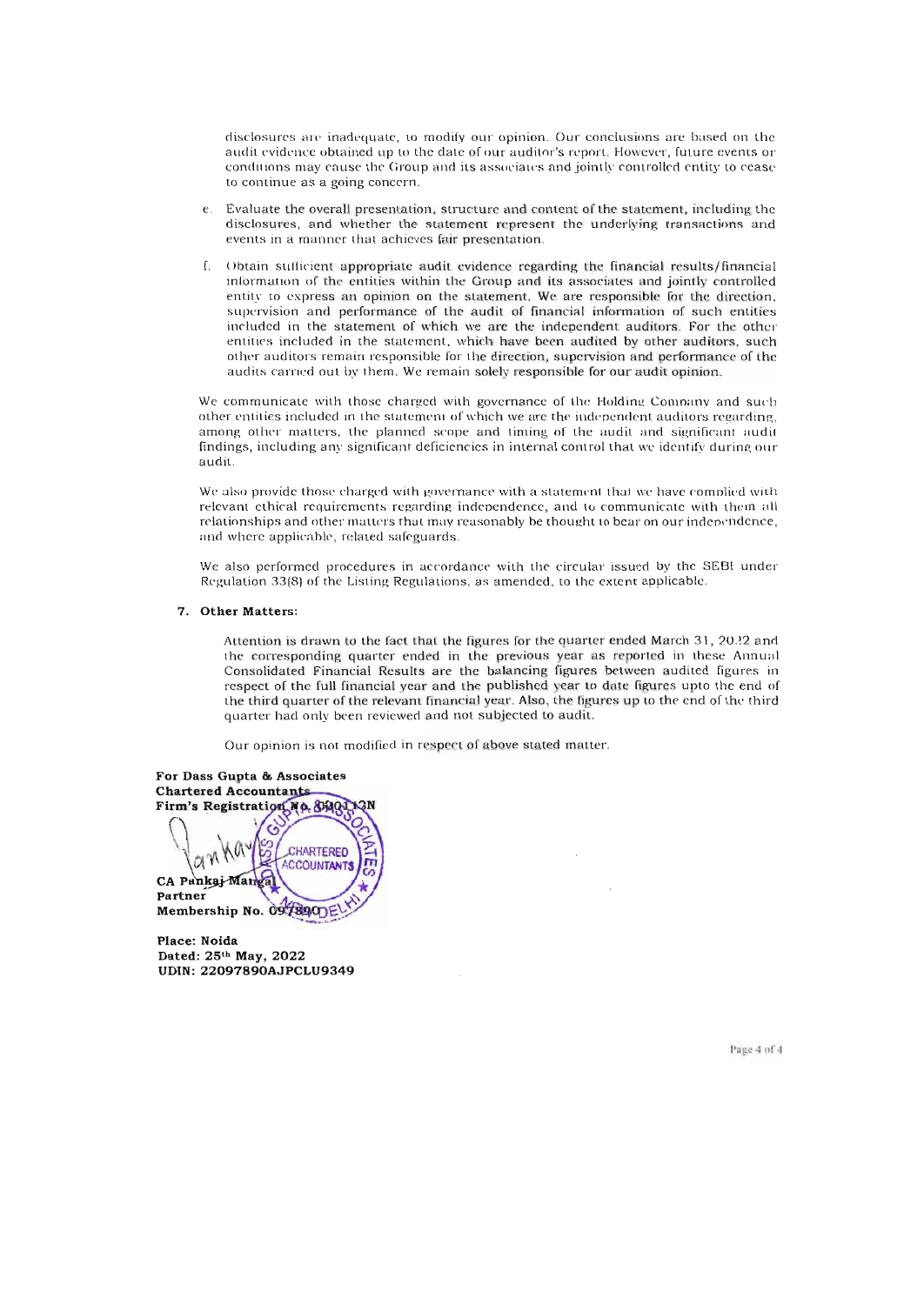disclosures are inadequate, to modify our opinion. Our conclusions are based on the audit evidence obtained up to the date of our auditor's report. However, future events or conditions may cause the Group and its associates and jointly controlled entity to cease to continue as a going concern.

e. Evaluate the overall presentation, structure and content of the statement, including the disclosures, and whether the statement represent the underlying transactions and events in a manner that achieves fair presentation.

f. Obtain sufficient appropriate audit evidence regarding the financial results/financial information of the entities within the Group and its associates and jointly controlled entity to express an opinion on the statement. We are responsible for the direction, supervision and performance of the audit of financial information of such entities included in the statement of which we are the independent auditors. For the other entities included in the statement, which have been audited by other auditors, such other auditors remain responsible for the direction, supervision and performance of the audits carried out by them. We remain solely responsible for our audit opinion.

We communicate with those charged with governance of the Holding Company and such other entities included in the statement of which we are the independent auditors regarding, among other matters, the planned scope and timing of the audit and significant audit findings, including any significant deficiencies in internal control that we identify during our audit.

We also provide those charged with governance with a statement that we have complied with relevant ethical requirements regarding independence, and to communicate with them all relationships and other matters that may reasonably be thought to bear on our independence, and where applicable, related safeguards.

We also performed procedures in accordance with the circular issued by the SEBI under Regulation 33(8) of the Listing Regulations, as amended, to the extent applicable.

**7. Other Matters:**

Attention is drawn to the fact that the figures for the quarter ended March 31, 2022 and the corresponding quarter ended in the previous year as reported in these Annual Consolidated Financial Results are the balancing figures between audited figures in respect of the full financial year and the published year to date figures upto the end of the third quarter of the relevant financial year. Also, the figures up to the end of the third quarter had only been reviewed and not subjected to audit.

Our opinion is not modified in respect of above stated matter.

**For Dass Gupta & Associates**
**Chartered Accountants**
**Firm's Registration No. 000112N**

**CA Pankaj Mangal**
**Partner**
**Membership No. 097890**

**Place: Noida**
**Dated: 25th May, 2022**
**UDIN: 22097890AJPCLU9349**